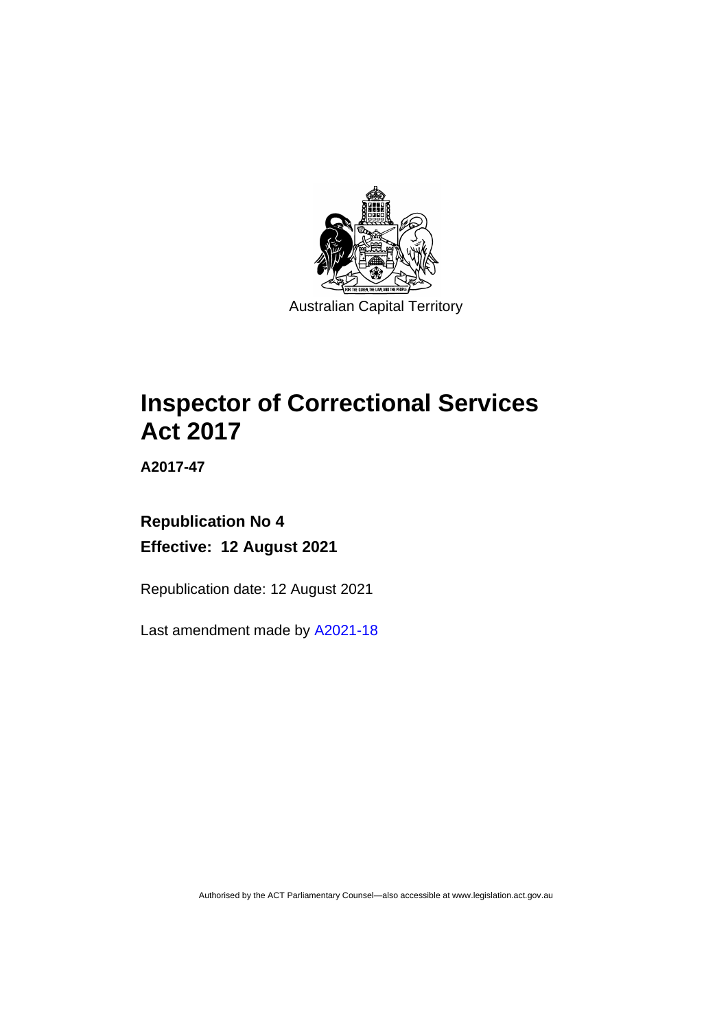Australian Capital Territory

# Inspector of Correctional Services Act 2017

**A2017-47**

**Republication No 4**

**Effective: 12 August 2021**

Republication date: 12 August 2021

Last amendment made by A2021-18

Authorised by the ACT Parliamentary Counsel—also accessible at www.legislation.act.gov.au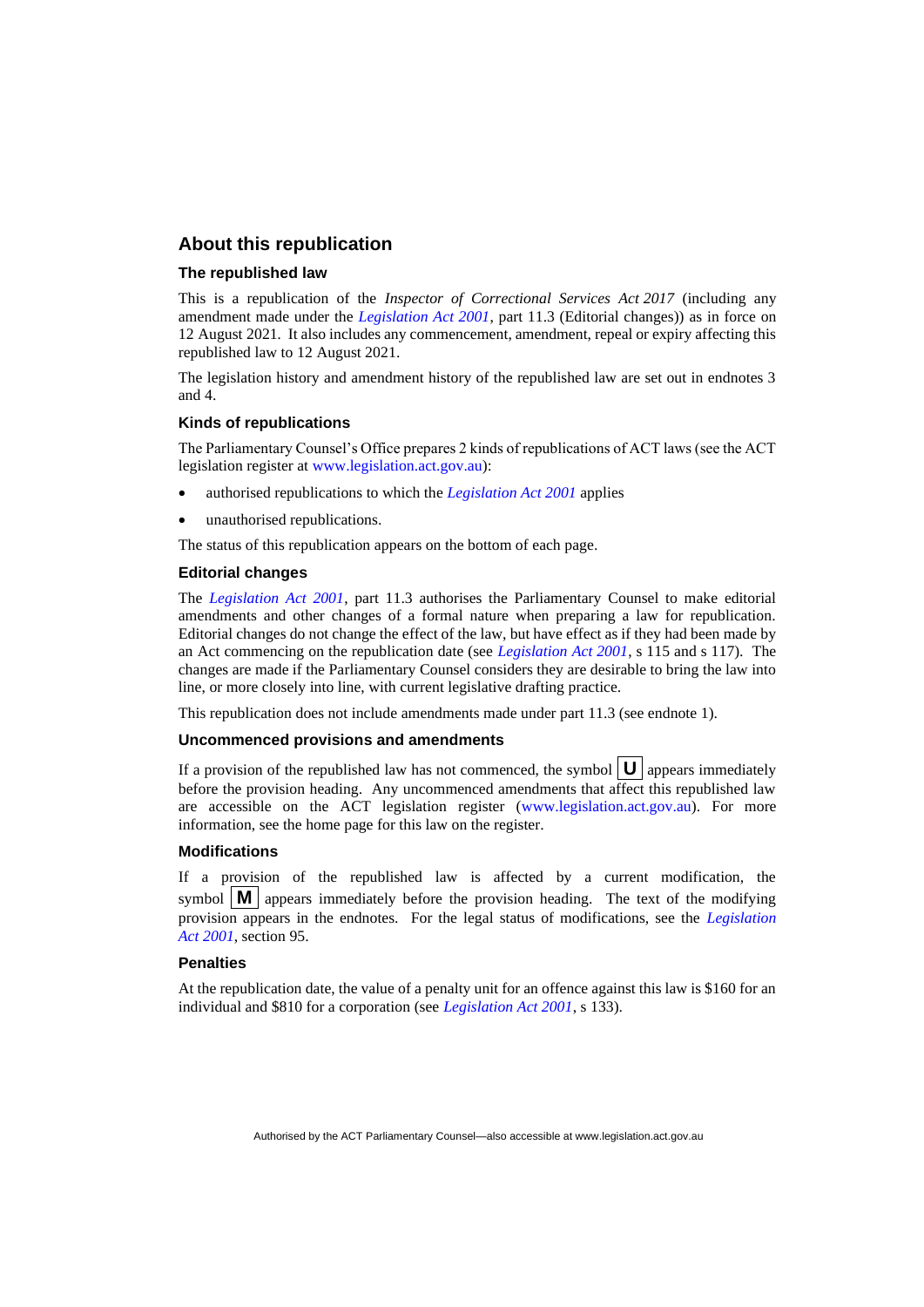## About this republication

### The republished law

This is a republication of the *Inspector of Correctional Services Act 2017* (including any amendment made under the *Legislation Act 2001*, part 11.3 (Editorial changes)) as in force on 12 August 2021. It also includes any commencement, amendment, repeal or expiry affecting this republished law to 12 August 2021.

The legislation history and amendment history of the republished law are set out in endnotes 3 and 4.

### Kinds of republications

The Parliamentary Counsel's Office prepares 2 kinds of republications of ACT laws (see the ACT legislation register at www.legislation.act.gov.au):

- authorised republications to which the *Legislation Act 2001* applies
- unauthorised republications.

The status of this republication appears on the bottom of each page.

### Editorial changes

The *Legislation Act 2001*, part 11.3 authorises the Parliamentary Counsel to make editorial amendments and other changes of a formal nature when preparing a law for republication. Editorial changes do not change the effect of the law, but have effect as if they had been made by an Act commencing on the republication date (see *Legislation Act 2001*, s 115 and s 117). The changes are made if the Parliamentary Counsel considers they are desirable to bring the law into line, or more closely into line, with current legislative drafting practice.

This republication does not include amendments made under part 11.3 (see endnote 1).

### Uncommenced provisions and amendments

If a provision of the republished law has not commenced, the symbol **U** appears immediately before the provision heading. Any uncommenced amendments that affect this republished law are accessible on the ACT legislation register (www.legislation.act.gov.au). For more information, see the home page for this law on the register.

### Modifications

If a provision of the republished law is affected by a current modification, the symbol **M** appears immediately before the provision heading. The text of the modifying provision appears in the endnotes. For the legal status of modifications, see the *Legislation Act 2001*, section 95.

### Penalties

At the republication date, the value of a penalty unit for an offence against this law is $160 for an individual and $810 for a corporation (see *Legislation Act 2001*, s 133).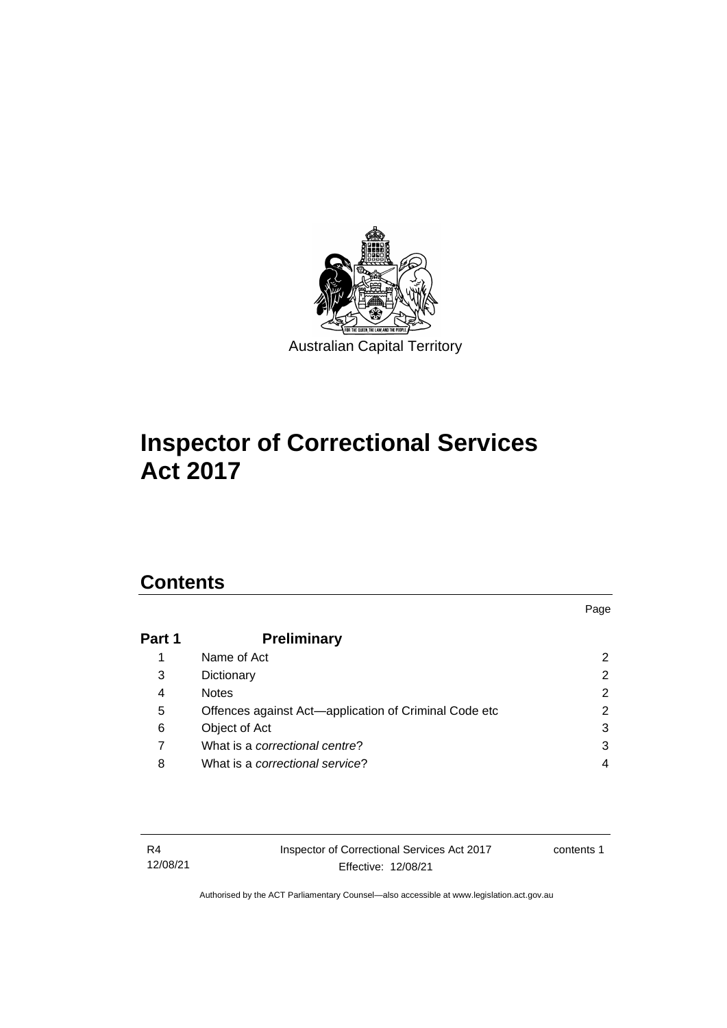Australian Capital Territory

# Inspector of Correctional Services Act 2017

## Contents

| | | Page |
|---|---|---|
| **Part 1** | **Preliminary** | |
| 1 | Name of Act | 2 |
| 3 | Dictionary | 2 |
| 4 | Notes | 2 |
| 5 | Offences against Act—application of Criminal Code etc | 2 |
| 6 | Object of Act | 3 |
| 7 | What is a *correctional centre*? | 3 |
| 8 | What is a *correctional service*? | 4 |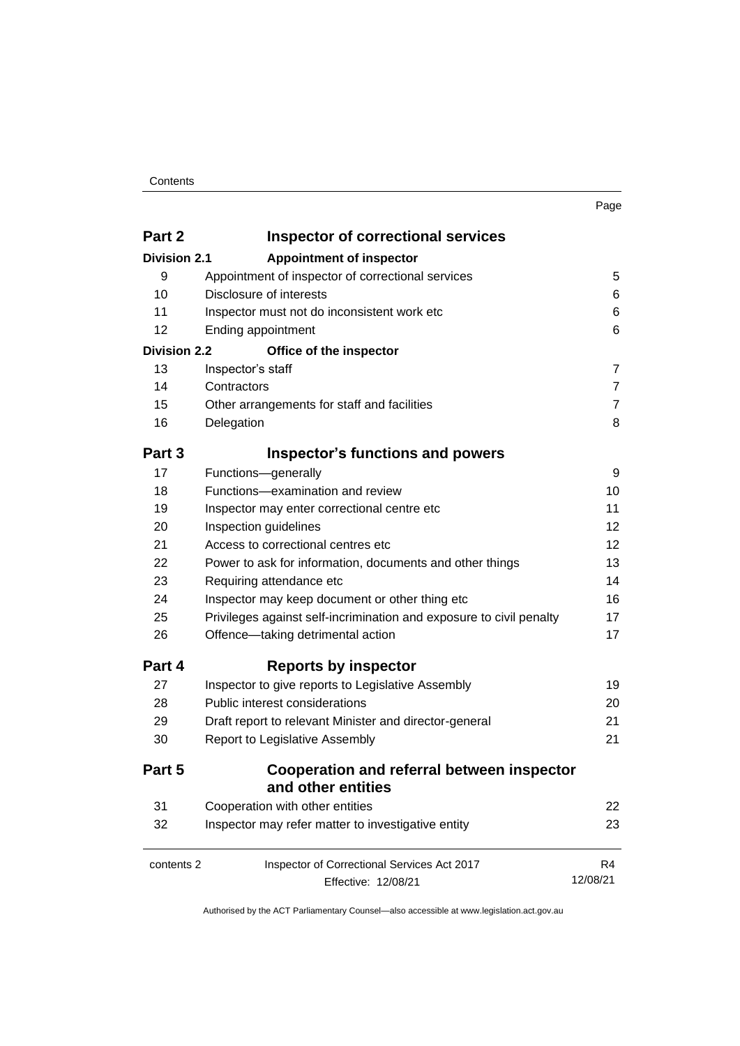| | | Page |
|---|---|---|
| **Part 2** | **Inspector of correctional services** | |
| **Division 2.1** | **Appointment of inspector** | |
| 9 | Appointment of inspector of correctional services | 5 |
| 10 | Disclosure of interests | 6 |
| 11 | Inspector must not do inconsistent work etc | 6 |
| 12 | Ending appointment | 6 |
| **Division 2.2** | **Office of the inspector** | |
| 13 | Inspector's staff | 7 |
| 14 | Contractors | 7 |
| 15 | Other arrangements for staff and facilities | 7 |
| 16 | Delegation | 8 |
| **Part 3** | **Inspector's functions and powers** | |
| 17 | Functions—generally | 9 |
| 18 | Functions—examination and review | 10 |
| 19 | Inspector may enter correctional centre etc | 11 |
| 20 | Inspection guidelines | 12 |
| 21 | Access to correctional centres etc | 12 |
| 22 | Power to ask for information, documents and other things | 13 |
| 23 | Requiring attendance etc | 14 |
| 24 | Inspector may keep document or other thing etc | 16 |
| 25 | Privileges against self-incrimination and exposure to civil penalty | 17 |
| 26 | Offence—taking detrimental action | 17 |
| **Part 4** | **Reports by inspector** | |
| 27 | Inspector to give reports to Legislative Assembly | 19 |
| 28 | Public interest considerations | 20 |
| 29 | Draft report to relevant Minister and director-general | 21 |
| 30 | Report to Legislative Assembly | 21 |
| **Part 5** | **Cooperation and referral between inspector and other entities** | |
| 31 | Cooperation with other entities | 22 |
| 32 | Inspector may refer matter to investigative entity | 23 |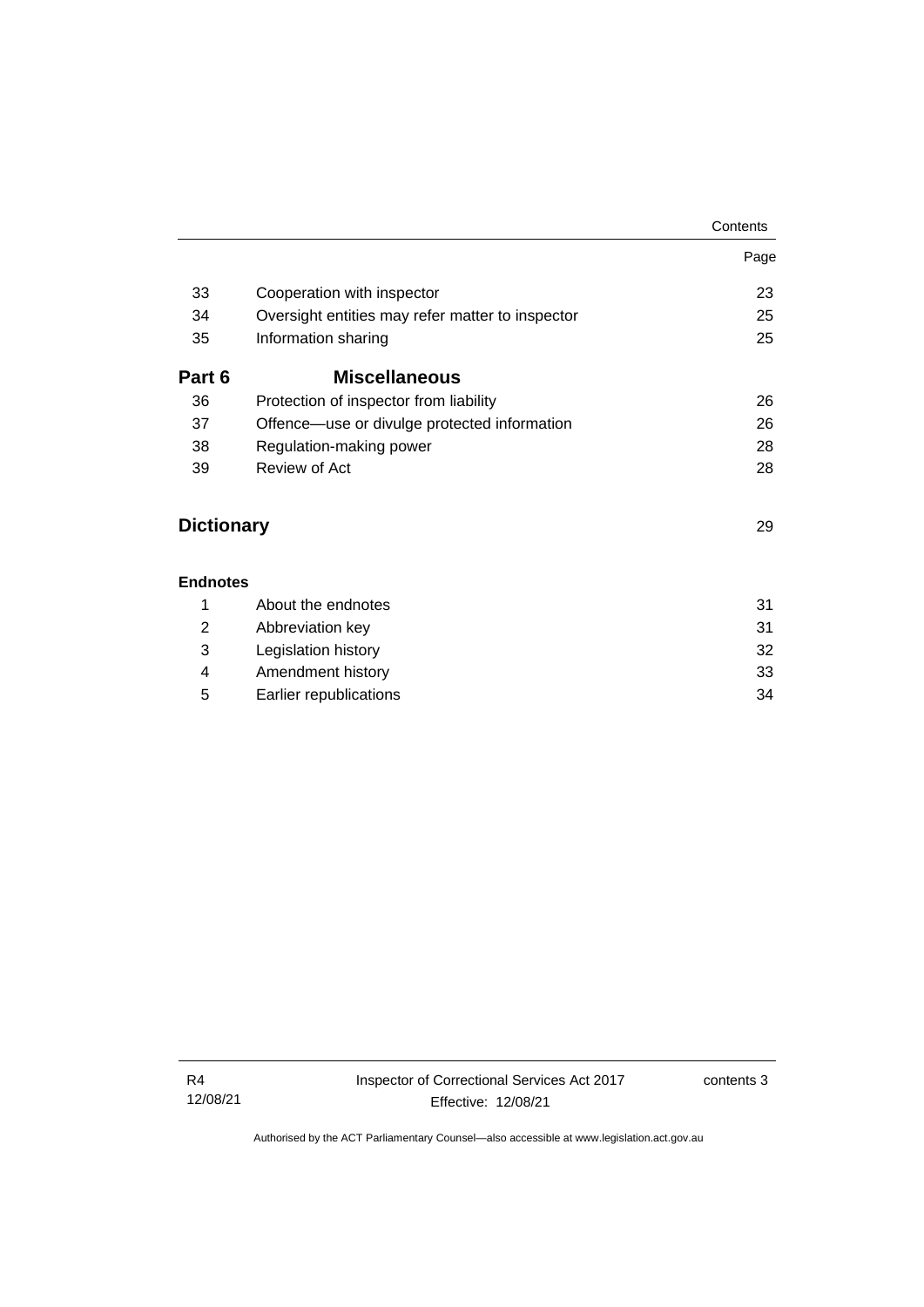| | | Page |
|---|---|---|
| 33 | Cooperation with inspector | 23 |
| 34 | Oversight entities may refer matter to inspector | 25 |
| 35 | Information sharing | 25 |
| **Part 6** | **Miscellaneous** | |
| 36 | Protection of inspector from liability | 26 |
| 37 | Offence—use or divulge protected information | 26 |
| 38 | Regulation-making power | 28 |
| 39 | Review of Act | 28 |
| **Dictionary** | | 29 |
| **Endnotes** | | |
| 1 | About the endnotes | 31 |
| 2 | Abbreviation key | 31 |
| 3 | Legislation history | 32 |
| 4 | Amendment history | 33 |
| 5 | Earlier republications | 34 |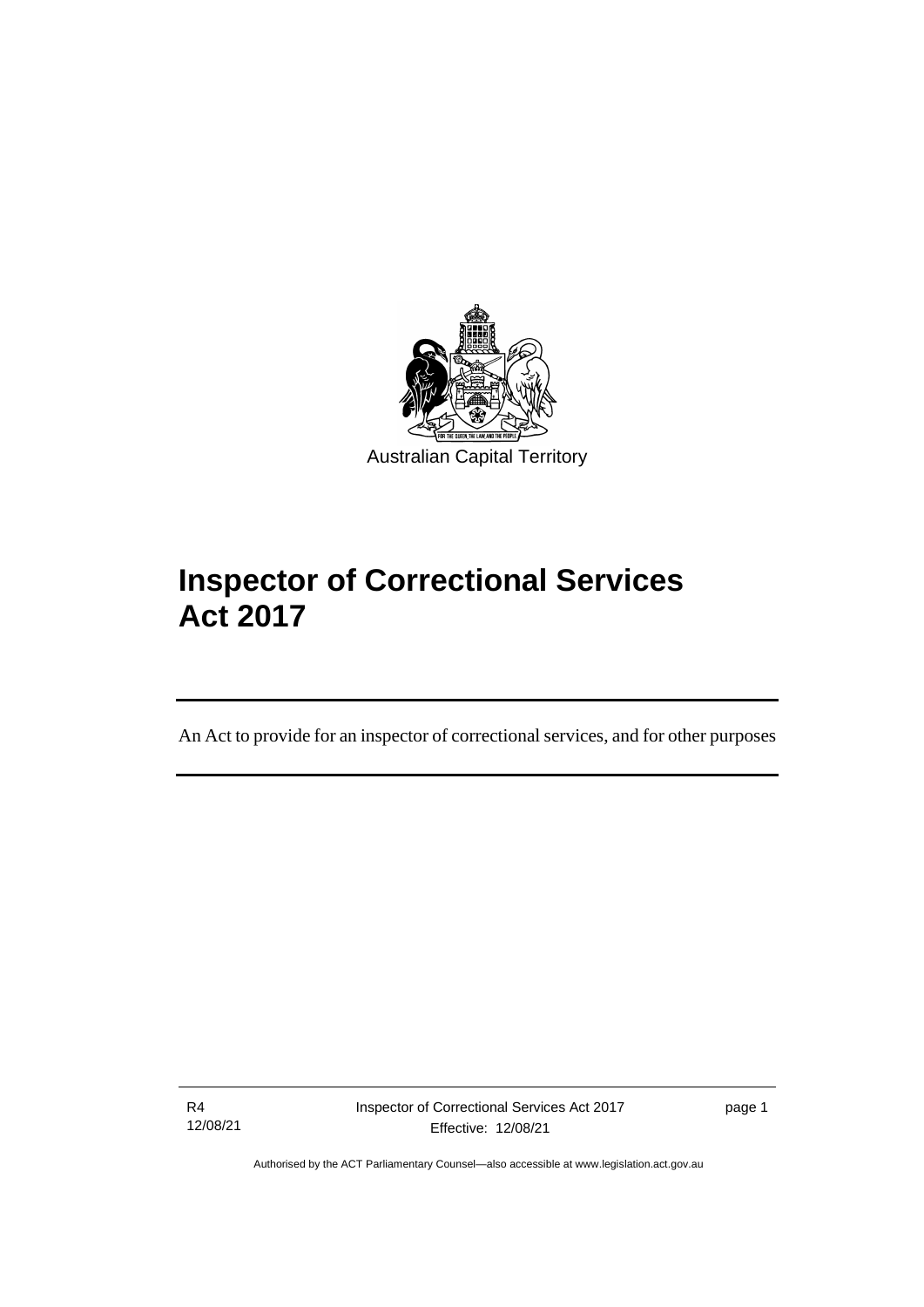Australian Capital Territory

# Inspector of Correctional Services Act 2017

An Act to provide for an inspector of correctional services, and for other purposes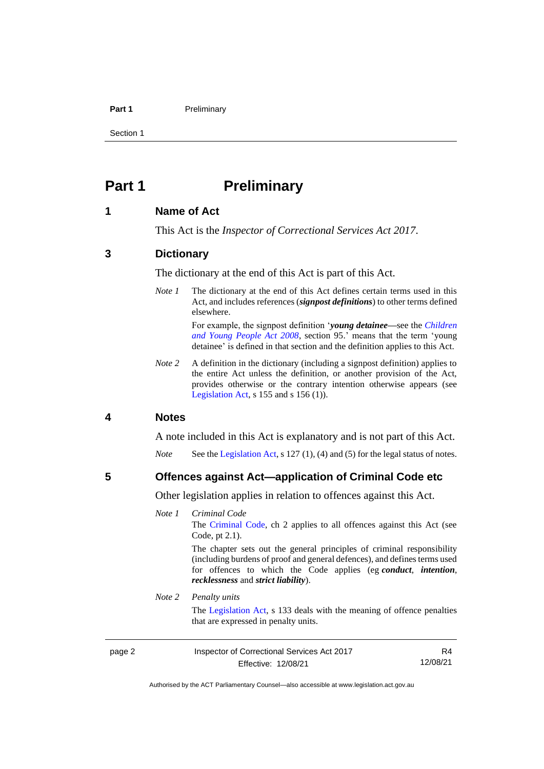# Part 1 Preliminary

## 1 Name of Act

This Act is the *Inspector of Correctional Services Act 2017*.

## 3 Dictionary

The dictionary at the end of this Act is part of this Act.

*Note 1* The dictionary at the end of this Act defines certain terms used in this Act, and includes references (***signpost definitions***) to other terms defined elsewhere.

For example, the signpost definition '***young detainee***—see the *Children and Young People Act 2008*, section 95.' means that the term 'young detainee' is defined in that section and the definition applies to this Act.

*Note 2* A definition in the dictionary (including a signpost definition) applies to the entire Act unless the definition, or another provision of the Act, provides otherwise or the contrary intention otherwise appears (see Legislation Act, s 155 and s 156 (1)).

## 4 Notes

A note included in this Act is explanatory and is not part of this Act.

*Note* See the Legislation Act, s 127 (1), (4) and (5) for the legal status of notes.

## 5 Offences against Act—application of Criminal Code etc

Other legislation applies in relation to offences against this Act.

*Note 1* *Criminal Code*

The Criminal Code, ch 2 applies to all offences against this Act (see Code, pt 2.1).

The chapter sets out the general principles of criminal responsibility (including burdens of proof and general defences), and defines terms used for offences to which the Code applies (eg ***conduct***, ***intention***, ***recklessness*** and ***strict liability***).

*Note 2* *Penalty units*

The Legislation Act, s 133 deals with the meaning of offence penalties that are expressed in penalty units.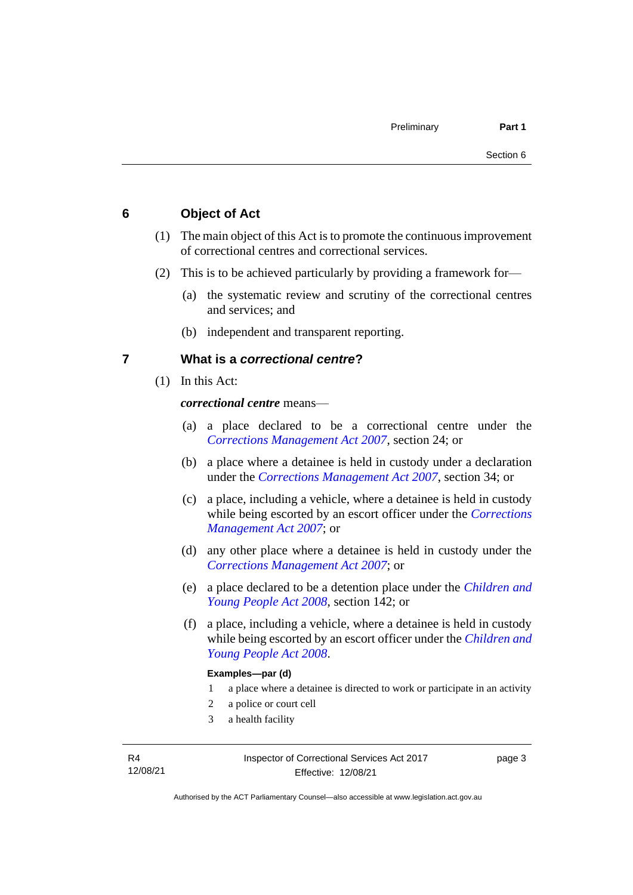## 6 Object of Act

(1) The main object of this Act is to promote the continuous improvement of correctional centres and correctional services.

(2) This is to be achieved particularly by providing a framework for—

(a) the systematic review and scrutiny of the correctional centres and services; and

(b) independent and transparent reporting.

## 7 What is a *correctional centre*?

(1) In this Act:

***correctional centre*** means—

(a) a place declared to be a correctional centre under the *Corrections Management Act 2007*, section 24; or

(b) a place where a detainee is held in custody under a declaration under the *Corrections Management Act 2007*, section 34; or

(c) a place, including a vehicle, where a detainee is held in custody while being escorted by an escort officer under the *Corrections Management Act 2007*; or

(d) any other place where a detainee is held in custody under the *Corrections Management Act 2007*; or

(e) a place declared to be a detention place under the *Children and Young People Act 2008*, section 142; or

(f) a place, including a vehicle, where a detainee is held in custody while being escorted by an escort officer under the *Children and Young People Act 2008*.

**Examples—par (d)**

1 a place where a detainee is directed to work or participate in an activity

2 a police or court cell

3 a health facility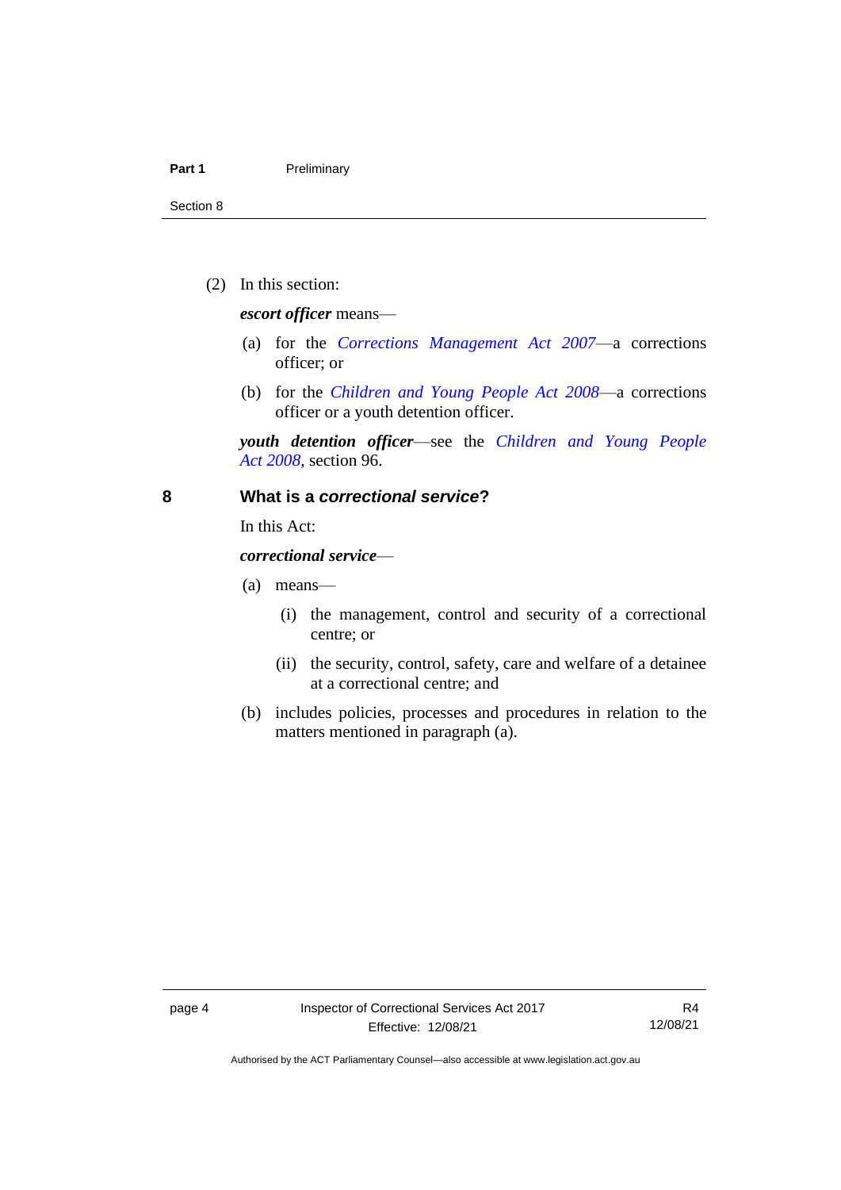(2) In this section:

***escort officer*** means—

(a) for the *Corrections Management Act 2007*—a corrections officer; or

(b) for the *Children and Young People Act 2008*—a corrections officer or a youth detention officer.

***youth detention officer***—see the *Children and Young People Act 2008*, section 96.

## 8 What is a *correctional service*?

In this Act:

***correctional service***—

(a) means—

(i) the management, control and security of a correctional centre; or

(ii) the security, control, safety, care and welfare of a detainee at a correctional centre; and

(b) includes policies, processes and procedures in relation to the matters mentioned in paragraph (a).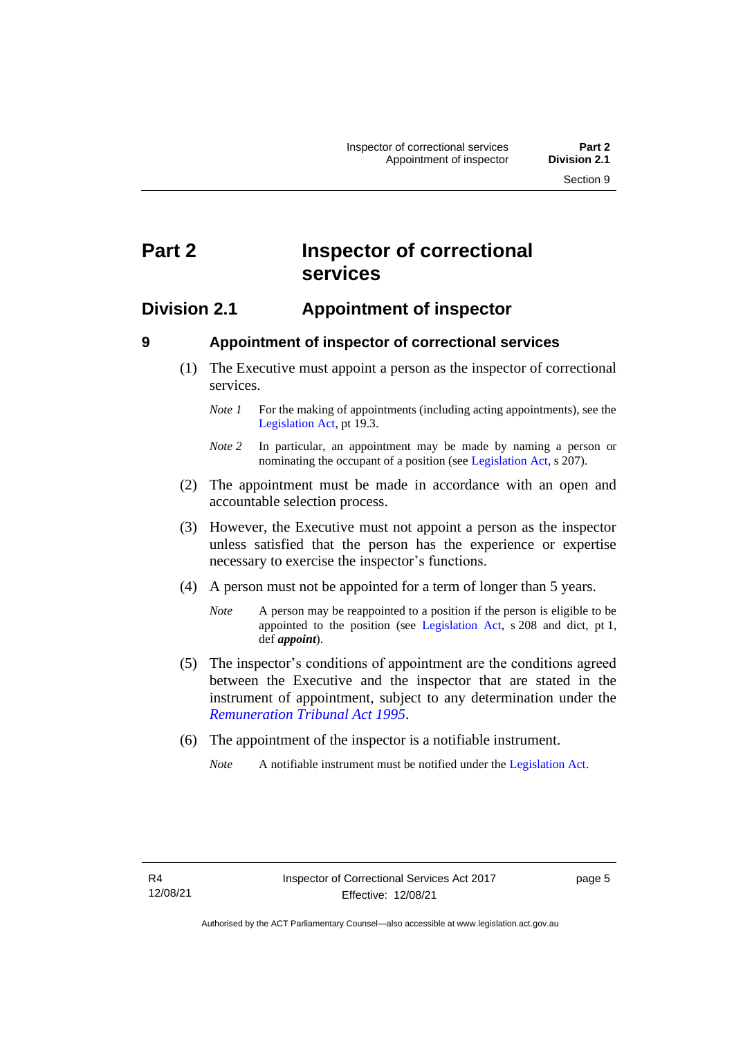# Part 2 Inspector of correctional services

## Division 2.1 Appointment of inspector

### 9 Appointment of inspector of correctional services

(1) The Executive must appoint a person as the inspector of correctional services.

*Note 1* For the making of appointments (including acting appointments), see the Legislation Act, pt 19.3.

*Note 2* In particular, an appointment may be made by naming a person or nominating the occupant of a position (see Legislation Act, s 207).

(2) The appointment must be made in accordance with an open and accountable selection process.

(3) However, the Executive must not appoint a person as the inspector unless satisfied that the person has the experience or expertise necessary to exercise the inspector's functions.

(4) A person must not be appointed for a term of longer than 5 years.

*Note* A person may be reappointed to a position if the person is eligible to be appointed to the position (see Legislation Act, s 208 and dict, pt 1, def ***appoint***).

(5) The inspector's conditions of appointment are the conditions agreed between the Executive and the inspector that are stated in the instrument of appointment, subject to any determination under the *Remuneration Tribunal Act 1995*.

(6) The appointment of the inspector is a notifiable instrument.

*Note* A notifiable instrument must be notified under the Legislation Act.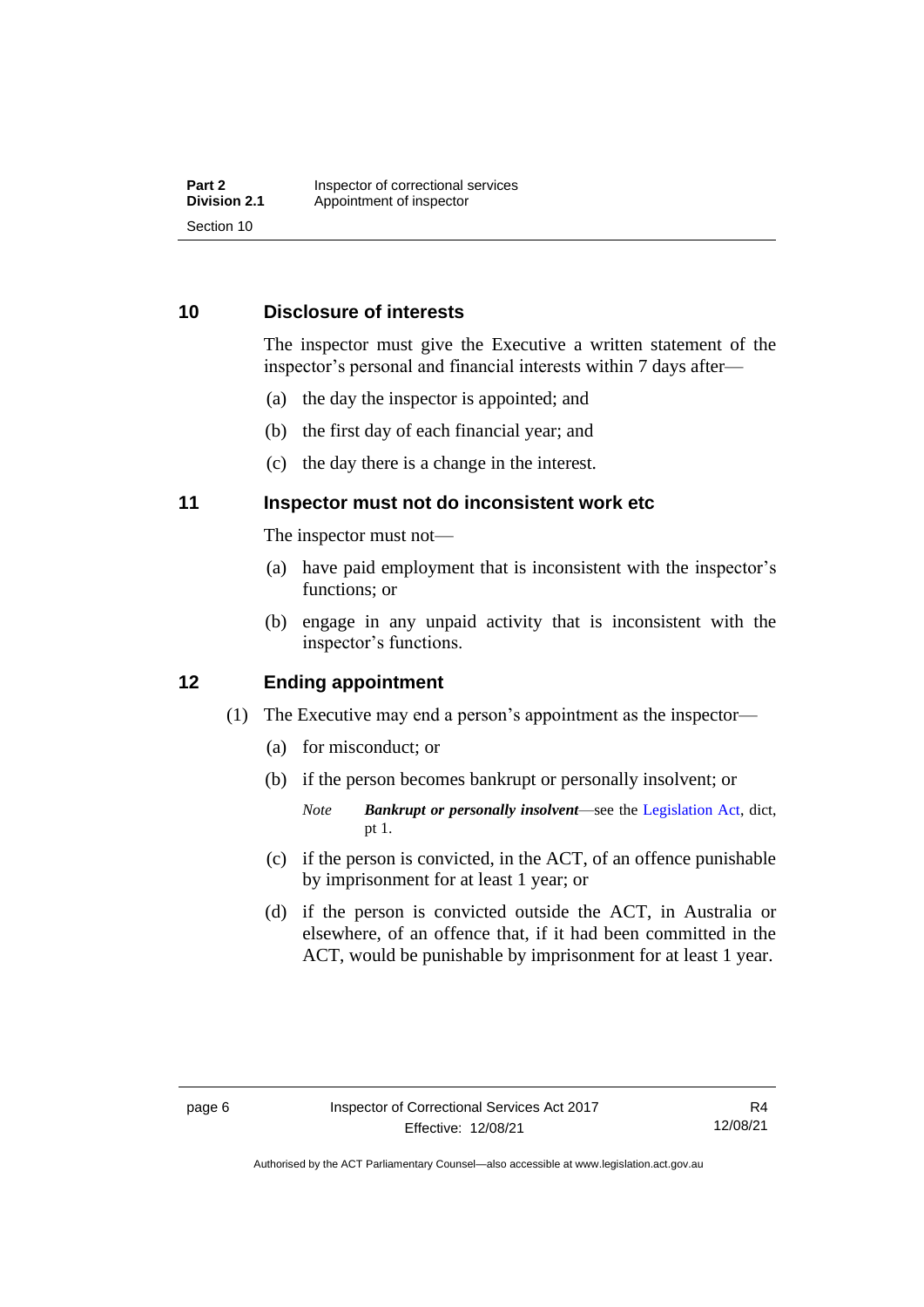## 10 Disclosure of interests

The inspector must give the Executive a written statement of the inspector's personal and financial interests within 7 days after—

(a) the day the inspector is appointed; and

(b) the first day of each financial year; and

(c) the day there is a change in the interest.

## 11 Inspector must not do inconsistent work etc

The inspector must not—

(a) have paid employment that is inconsistent with the inspector's functions; or

(b) engage in any unpaid activity that is inconsistent with the inspector's functions.

## 12 Ending appointment

(1) The Executive may end a person's appointment as the inspector—

(a) for misconduct; or

(b) if the person becomes bankrupt or personally insolvent; or

*Note* ***Bankrupt or personally insolvent***—see the Legislation Act, dict, pt 1.

(c) if the person is convicted, in the ACT, of an offence punishable by imprisonment for at least 1 year; or

(d) if the person is convicted outside the ACT, in Australia or elsewhere, of an offence that, if it had been committed in the ACT, would be punishable by imprisonment for at least 1 year.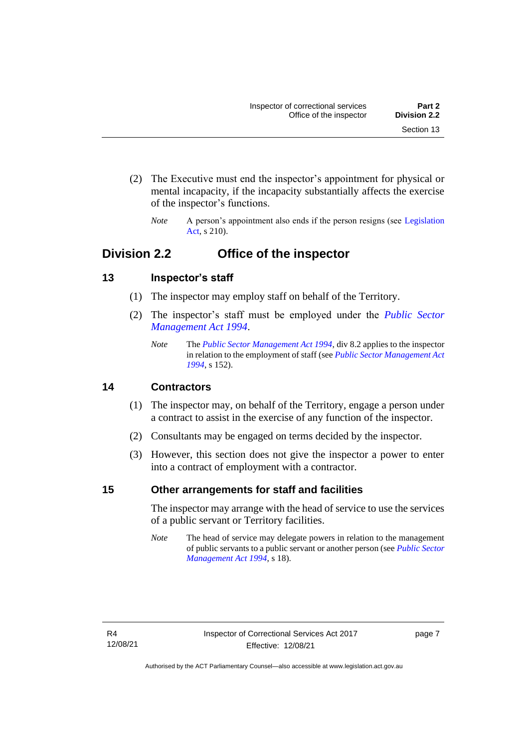(2) The Executive must end the inspector's appointment for physical or mental incapacity, if the incapacity substantially affects the exercise of the inspector's functions.

*Note* A person's appointment also ends if the person resigns (see Legislation Act, s 210).

## Division 2.2 Office of the inspector

### 13 Inspector's staff

(1) The inspector may employ staff on behalf of the Territory.

(2) The inspector's staff must be employed under the *Public Sector Management Act 1994*.

*Note* The *Public Sector Management Act 1994*, div 8.2 applies to the inspector in relation to the employment of staff (see *Public Sector Management Act 1994*, s 152).

### 14 Contractors

(1) The inspector may, on behalf of the Territory, engage a person under a contract to assist in the exercise of any function of the inspector.

(2) Consultants may be engaged on terms decided by the inspector.

(3) However, this section does not give the inspector a power to enter into a contract of employment with a contractor.

### 15 Other arrangements for staff and facilities

The inspector may arrange with the head of service to use the services of a public servant or Territory facilities.

*Note* The head of service may delegate powers in relation to the management of public servants to a public servant or another person (see *Public Sector Management Act 1994*, s 18).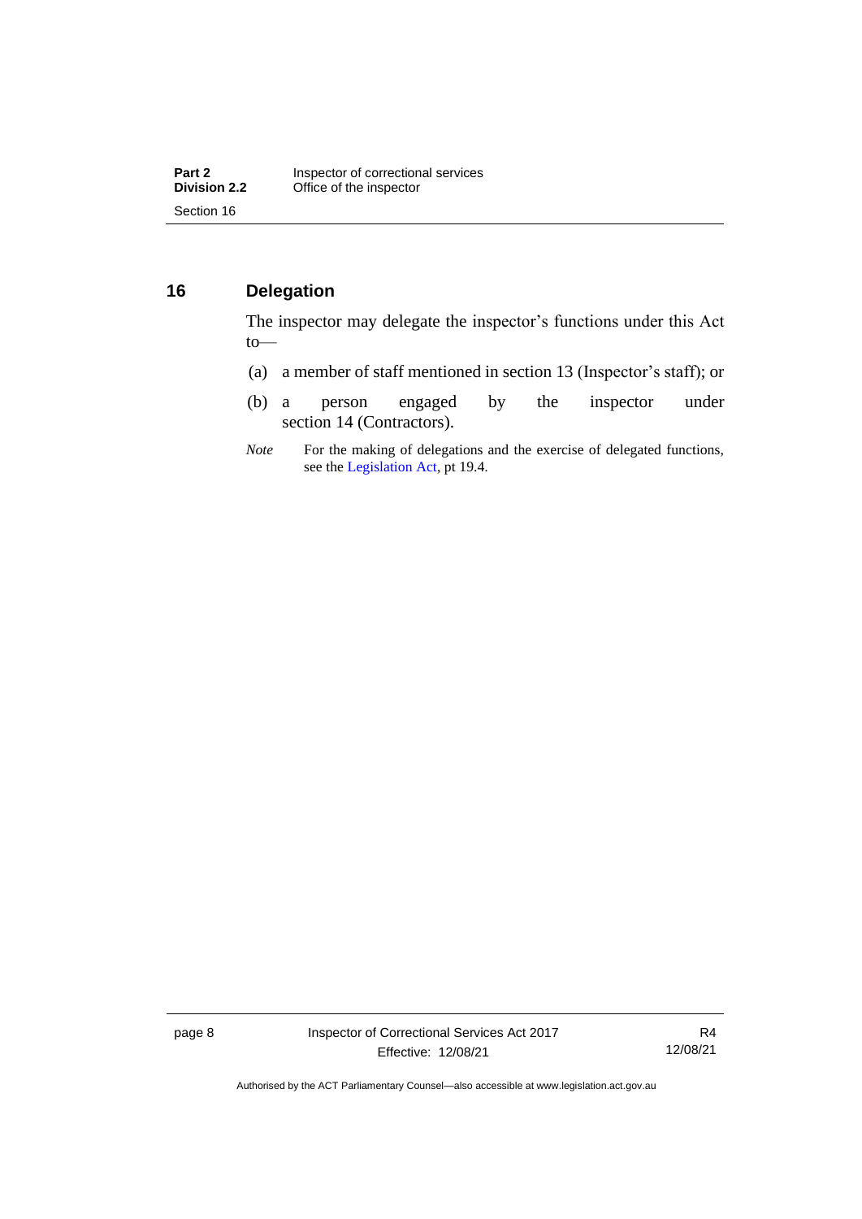## 16 Delegation

The inspector may delegate the inspector's functions under this Act to—

(a) a member of staff mentioned in section 13 (Inspector's staff); or

(b) a person engaged by the inspector under section 14 (Contractors).

*Note* For the making of delegations and the exercise of delegated functions, see the Legislation Act, pt 19.4.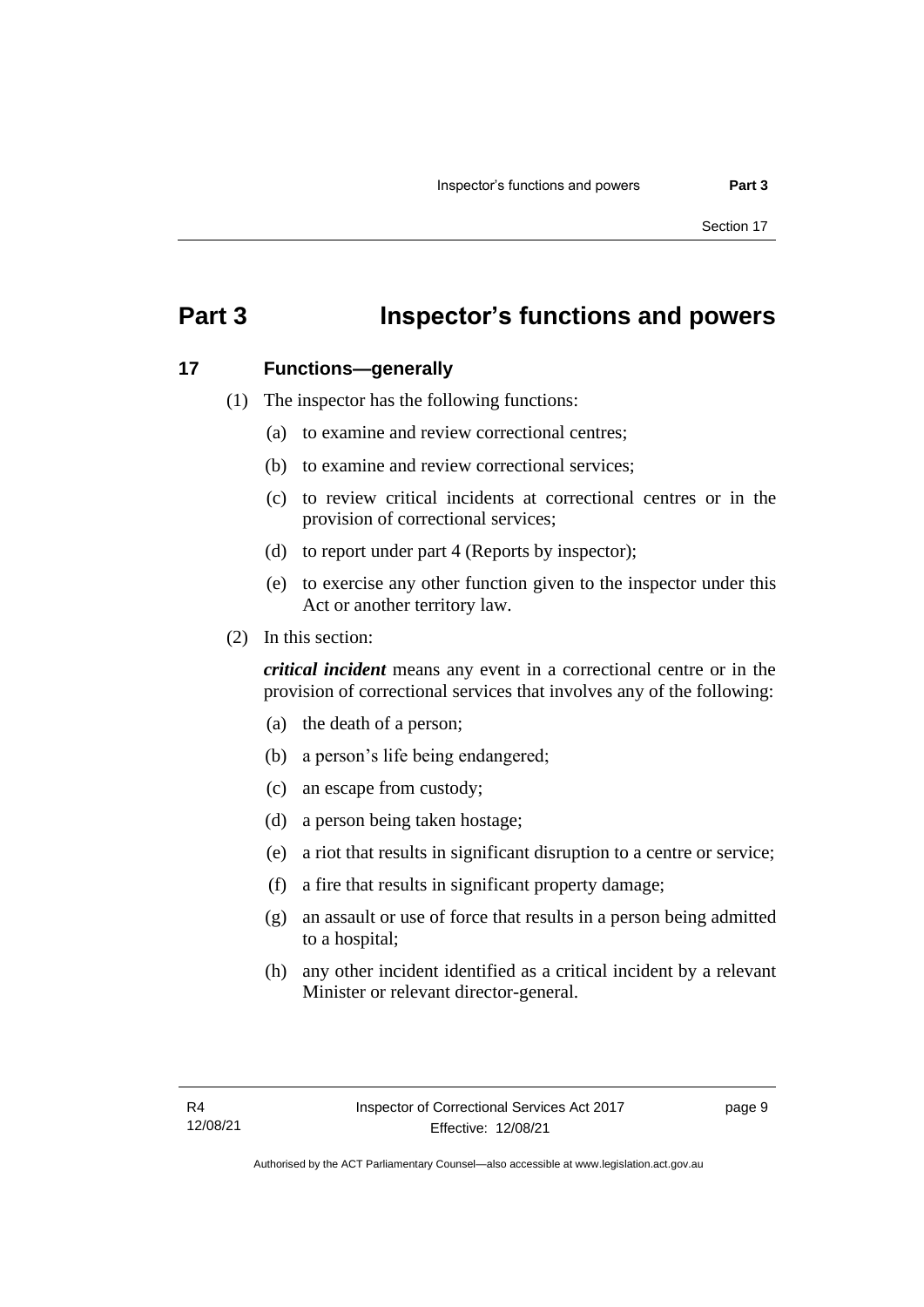# Part 3 Inspector's functions and powers

## 17 Functions—generally

(1) The inspector has the following functions:

(a) to examine and review correctional centres;

(b) to examine and review correctional services;

(c) to review critical incidents at correctional centres or in the provision of correctional services;

(d) to report under part 4 (Reports by inspector);

(e) to exercise any other function given to the inspector under this Act or another territory law.

(2) In this section:

***critical incident*** means any event in a correctional centre or in the provision of correctional services that involves any of the following:

(a) the death of a person;

(b) a person's life being endangered;

(c) an escape from custody;

(d) a person being taken hostage;

(e) a riot that results in significant disruption to a centre or service;

(f) a fire that results in significant property damage;

(g) an assault or use of force that results in a person being admitted to a hospital;

(h) any other incident identified as a critical incident by a relevant Minister or relevant director-general.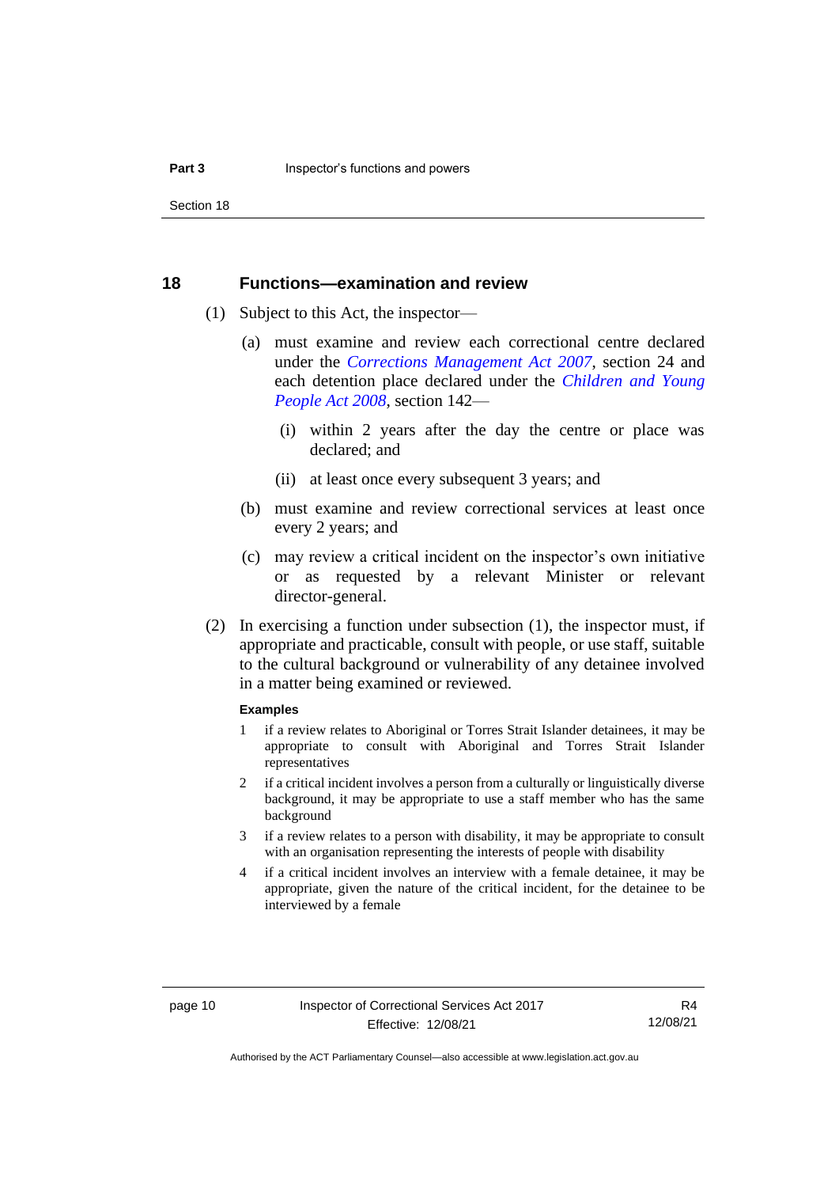## 18 Functions—examination and review

(1) Subject to this Act, the inspector—

(a) must examine and review each correctional centre declared under the *Corrections Management Act 2007*, section 24 and each detention place declared under the *Children and Young People Act 2008*, section 142—

(i) within 2 years after the day the centre or place was declared; and

(ii) at least once every subsequent 3 years; and

(b) must examine and review correctional services at least once every 2 years; and

(c) may review a critical incident on the inspector's own initiative or as requested by a relevant Minister or relevant director-general.

(2) In exercising a function under subsection (1), the inspector must, if appropriate and practicable, consult with people, or use staff, suitable to the cultural background or vulnerability of any detainee involved in a matter being examined or reviewed.

**Examples**

1 if a review relates to Aboriginal or Torres Strait Islander detainees, it may be appropriate to consult with Aboriginal and Torres Strait Islander representatives

2 if a critical incident involves a person from a culturally or linguistically diverse background, it may be appropriate to use a staff member who has the same background

3 if a review relates to a person with disability, it may be appropriate to consult with an organisation representing the interests of people with disability

4 if a critical incident involves an interview with a female detainee, it may be appropriate, given the nature of the critical incident, for the detainee to be interviewed by a female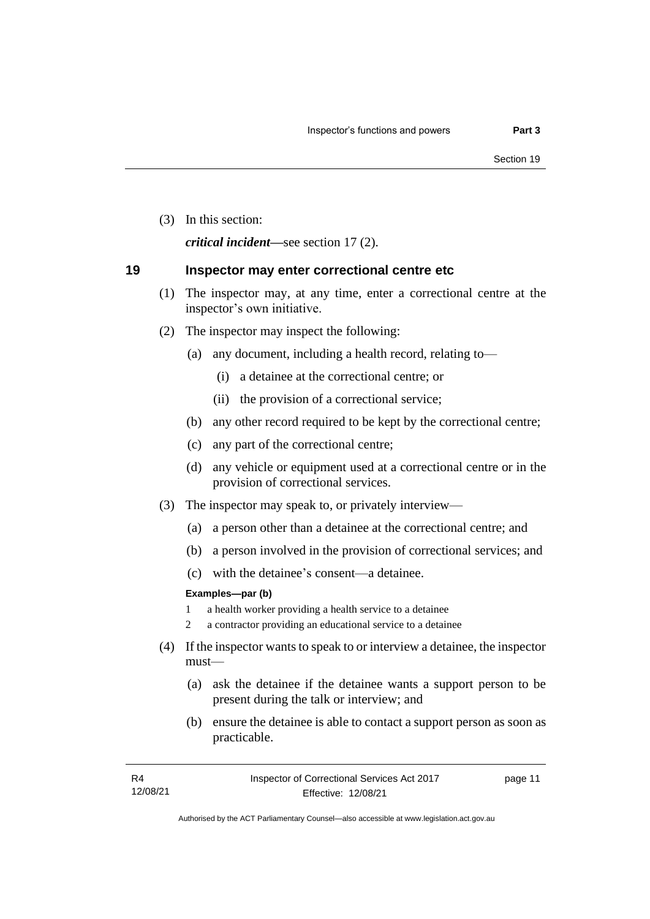(3) In this section:

***critical incident***—see section 17 (2).

## 19 Inspector may enter correctional centre etc

(1) The inspector may, at any time, enter a correctional centre at the inspector's own initiative.

(2) The inspector may inspect the following:

(a) any document, including a health record, relating to—

(i) a detainee at the correctional centre; or

(ii) the provision of a correctional service;

(b) any other record required to be kept by the correctional centre;

(c) any part of the correctional centre;

(d) any vehicle or equipment used at a correctional centre or in the provision of correctional services.

(3) The inspector may speak to, or privately interview—

(a) a person other than a detainee at the correctional centre; and

(b) a person involved in the provision of correctional services; and

(c) with the detainee's consent—a detainee.

**Examples—par (b)**

1 a health worker providing a health service to a detainee

2 a contractor providing an educational service to a detainee

(4) If the inspector wants to speak to or interview a detainee, the inspector must—

(a) ask the detainee if the detainee wants a support person to be present during the talk or interview; and

(b) ensure the detainee is able to contact a support person as soon as practicable.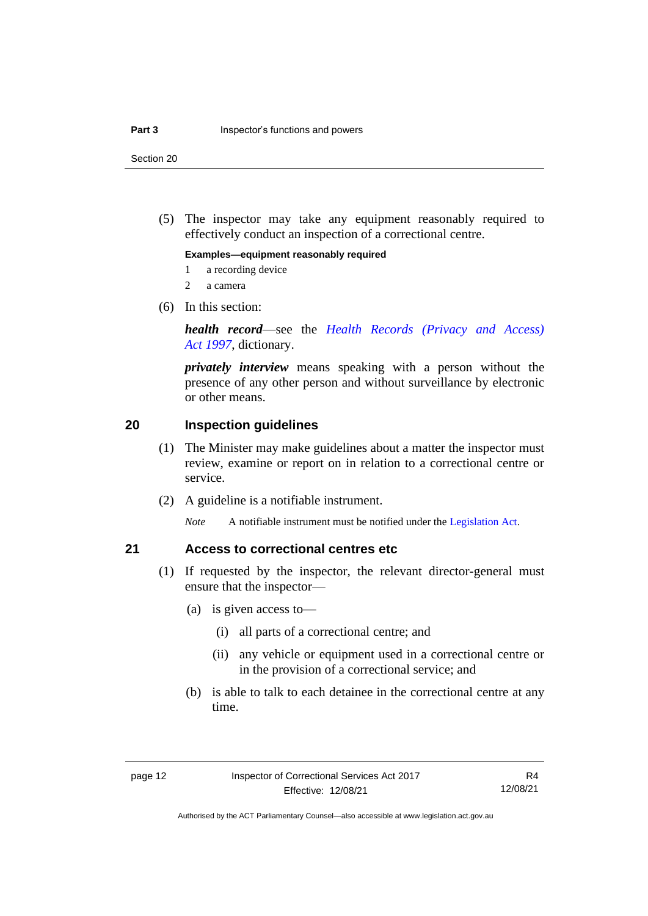(5) The inspector may take any equipment reasonably required to effectively conduct an inspection of a correctional centre.

**Examples—equipment reasonably required**

1 a recording device

2 a camera

(6) In this section:

***health record***—see the *Health Records (Privacy and Access) Act 1997*, dictionary.

***privately interview*** means speaking with a person without the presence of any other person and without surveillance by electronic or other means.

## 20 Inspection guidelines

(1) The Minister may make guidelines about a matter the inspector must review, examine or report on in relation to a correctional centre or service.

(2) A guideline is a notifiable instrument.

*Note* A notifiable instrument must be notified under the Legislation Act.

## 21 Access to correctional centres etc

(1) If requested by the inspector, the relevant director-general must ensure that the inspector—

(a) is given access to—

(i) all parts of a correctional centre; and

(ii) any vehicle or equipment used in a correctional centre or in the provision of a correctional service; and

(b) is able to talk to each detainee in the correctional centre at any time.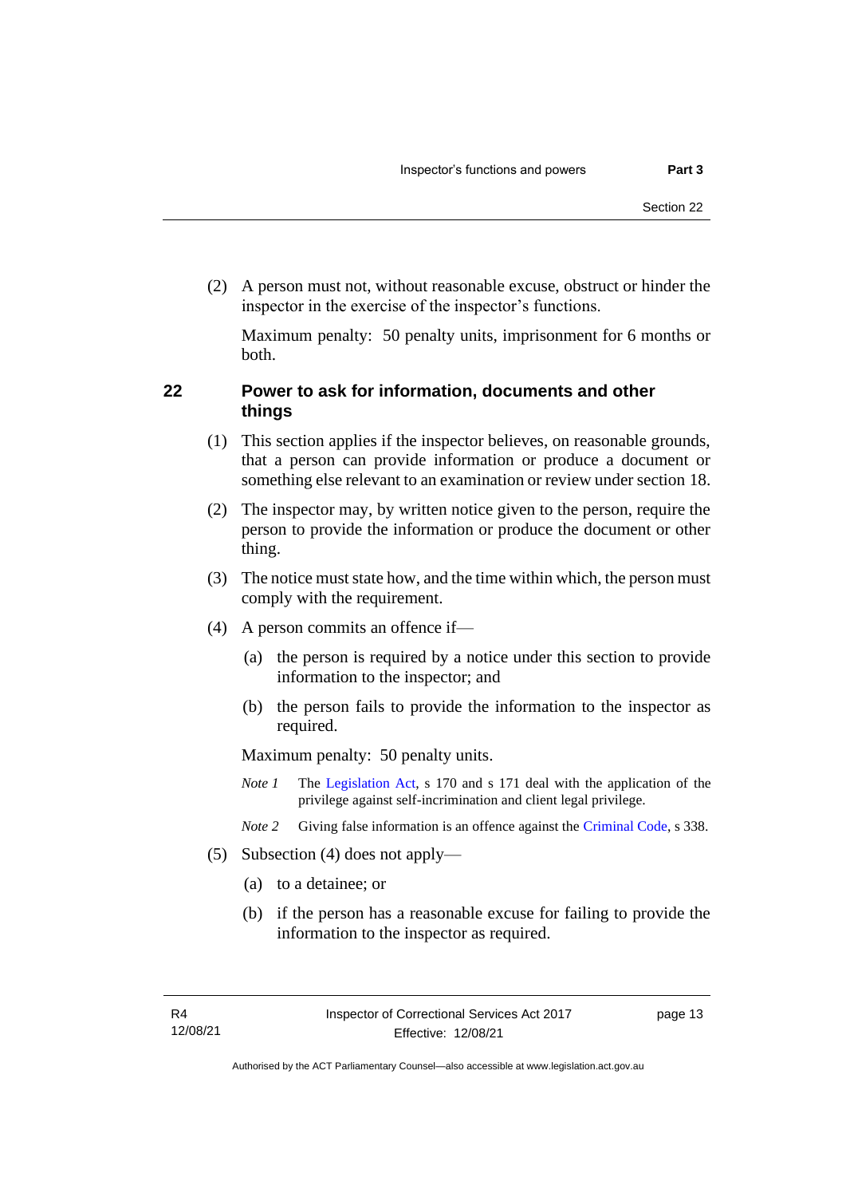(2) A person must not, without reasonable excuse, obstruct or hinder the inspector in the exercise of the inspector's functions.

Maximum penalty: 50 penalty units, imprisonment for 6 months or both.

## 22 Power to ask for information, documents and other things

(1) This section applies if the inspector believes, on reasonable grounds, that a person can provide information or produce a document or something else relevant to an examination or review under section 18.

(2) The inspector may, by written notice given to the person, require the person to provide the information or produce the document or other thing.

(3) The notice must state how, and the time within which, the person must comply with the requirement.

(4) A person commits an offence if—

(a) the person is required by a notice under this section to provide information to the inspector; and

(b) the person fails to provide the information to the inspector as required.

Maximum penalty: 50 penalty units.

*Note 1* The Legislation Act, s 170 and s 171 deal with the application of the privilege against self-incrimination and client legal privilege.

*Note 2* Giving false information is an offence against the Criminal Code, s 338.

(5) Subsection (4) does not apply—

(a) to a detainee; or

(b) if the person has a reasonable excuse for failing to provide the information to the inspector as required.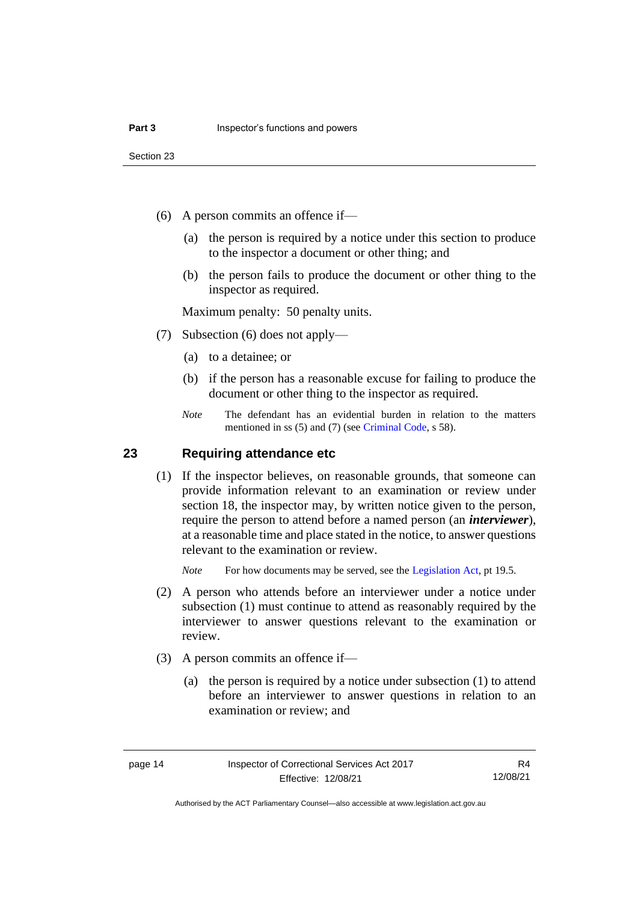(6) A person commits an offence if—

(a) the person is required by a notice under this section to produce to the inspector a document or other thing; and

(b) the person fails to produce the document or other thing to the inspector as required.

Maximum penalty: 50 penalty units.

(7) Subsection (6) does not apply—

(a) to a detainee; or

(b) if the person has a reasonable excuse for failing to produce the document or other thing to the inspector as required.

*Note* The defendant has an evidential burden in relation to the matters mentioned in ss (5) and (7) (see Criminal Code, s 58).

## 23 Requiring attendance etc

(1) If the inspector believes, on reasonable grounds, that someone can provide information relevant to an examination or review under section 18, the inspector may, by written notice given to the person, require the person to attend before a named person (an ***interviewer***), at a reasonable time and place stated in the notice, to answer questions relevant to the examination or review.

*Note* For how documents may be served, see the Legislation Act, pt 19.5.

(2) A person who attends before an interviewer under a notice under subsection (1) must continue to attend as reasonably required by the interviewer to answer questions relevant to the examination or review.

(3) A person commits an offence if—

(a) the person is required by a notice under subsection (1) to attend before an interviewer to answer questions in relation to an examination or review; and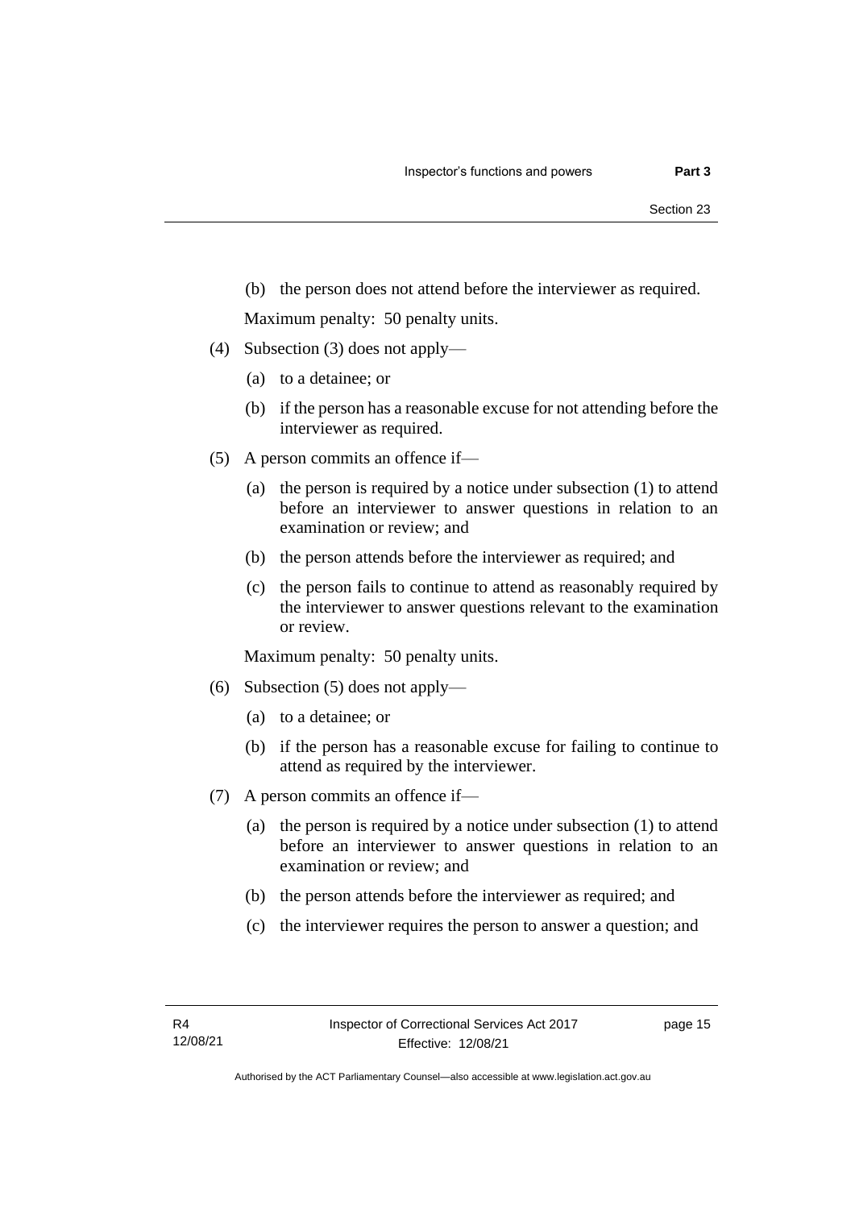(b) the person does not attend before the interviewer as required.

Maximum penalty: 50 penalty units.

(4) Subsection (3) does not apply—

(a) to a detainee; or

(b) if the person has a reasonable excuse for not attending before the interviewer as required.

(5) A person commits an offence if—

(a) the person is required by a notice under subsection (1) to attend before an interviewer to answer questions in relation to an examination or review; and

(b) the person attends before the interviewer as required; and

(c) the person fails to continue to attend as reasonably required by the interviewer to answer questions relevant to the examination or review.

Maximum penalty: 50 penalty units.

(6) Subsection (5) does not apply—

(a) to a detainee; or

(b) if the person has a reasonable excuse for failing to continue to attend as required by the interviewer.

(7) A person commits an offence if—

(a) the person is required by a notice under subsection (1) to attend before an interviewer to answer questions in relation to an examination or review; and

(b) the person attends before the interviewer as required; and

(c) the interviewer requires the person to answer a question; and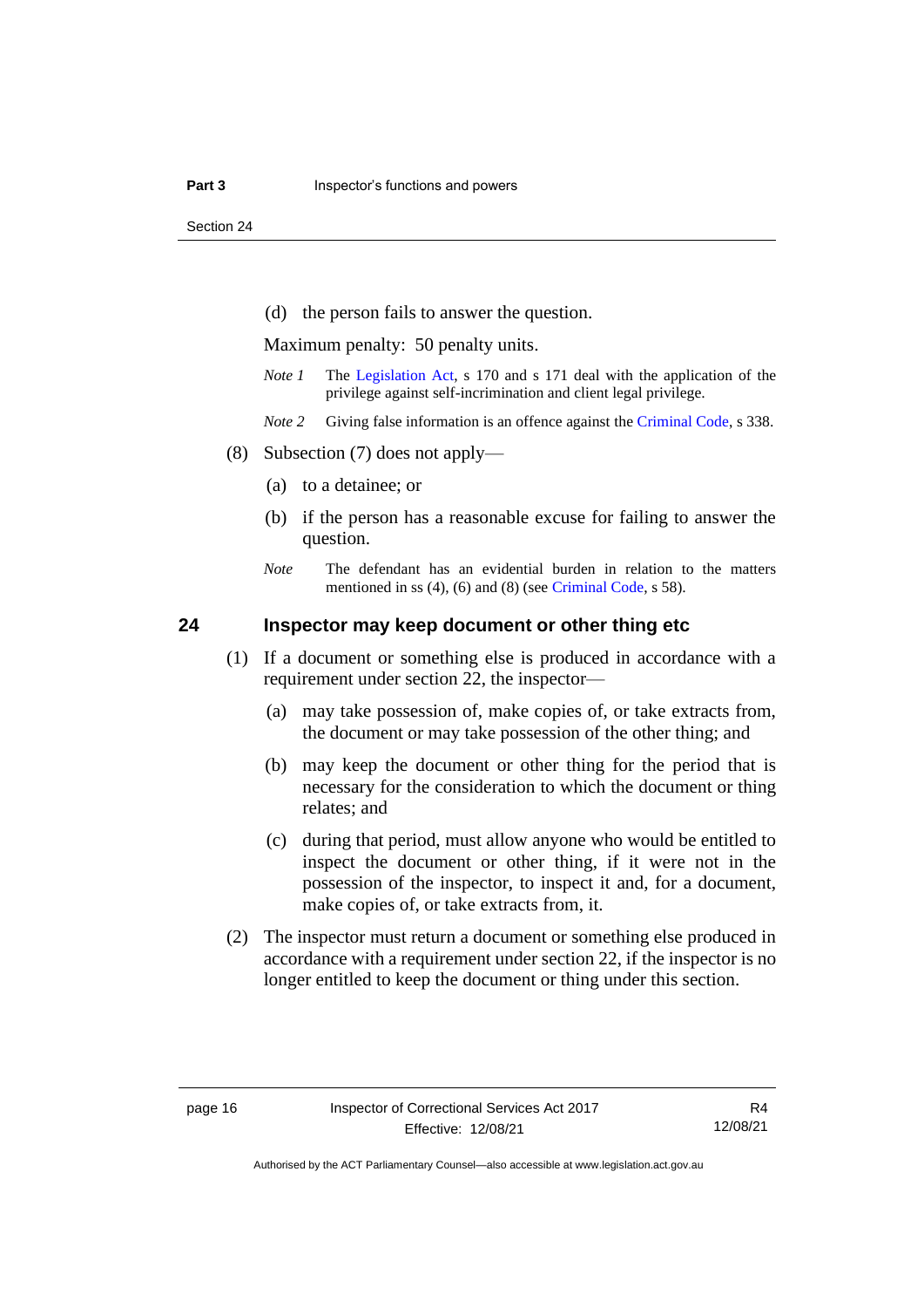(d) the person fails to answer the question.

Maximum penalty: 50 penalty units.

*Note 1* The Legislation Act, s 170 and s 171 deal with the application of the privilege against self-incrimination and client legal privilege.

*Note 2* Giving false information is an offence against the Criminal Code, s 338.

(8) Subsection (7) does not apply—

(a) to a detainee; or

(b) if the person has a reasonable excuse for failing to answer the question.

*Note* The defendant has an evidential burden in relation to the matters mentioned in ss (4), (6) and (8) (see Criminal Code, s 58).

## 24 Inspector may keep document or other thing etc

(1) If a document or something else is produced in accordance with a requirement under section 22, the inspector—

(a) may take possession of, make copies of, or take extracts from, the document or may take possession of the other thing; and

(b) may keep the document or other thing for the period that is necessary for the consideration to which the document or thing relates; and

(c) during that period, must allow anyone who would be entitled to inspect the document or other thing, if it were not in the possession of the inspector, to inspect it and, for a document, make copies of, or take extracts from, it.

(2) The inspector must return a document or something else produced in accordance with a requirement under section 22, if the inspector is no longer entitled to keep the document or thing under this section.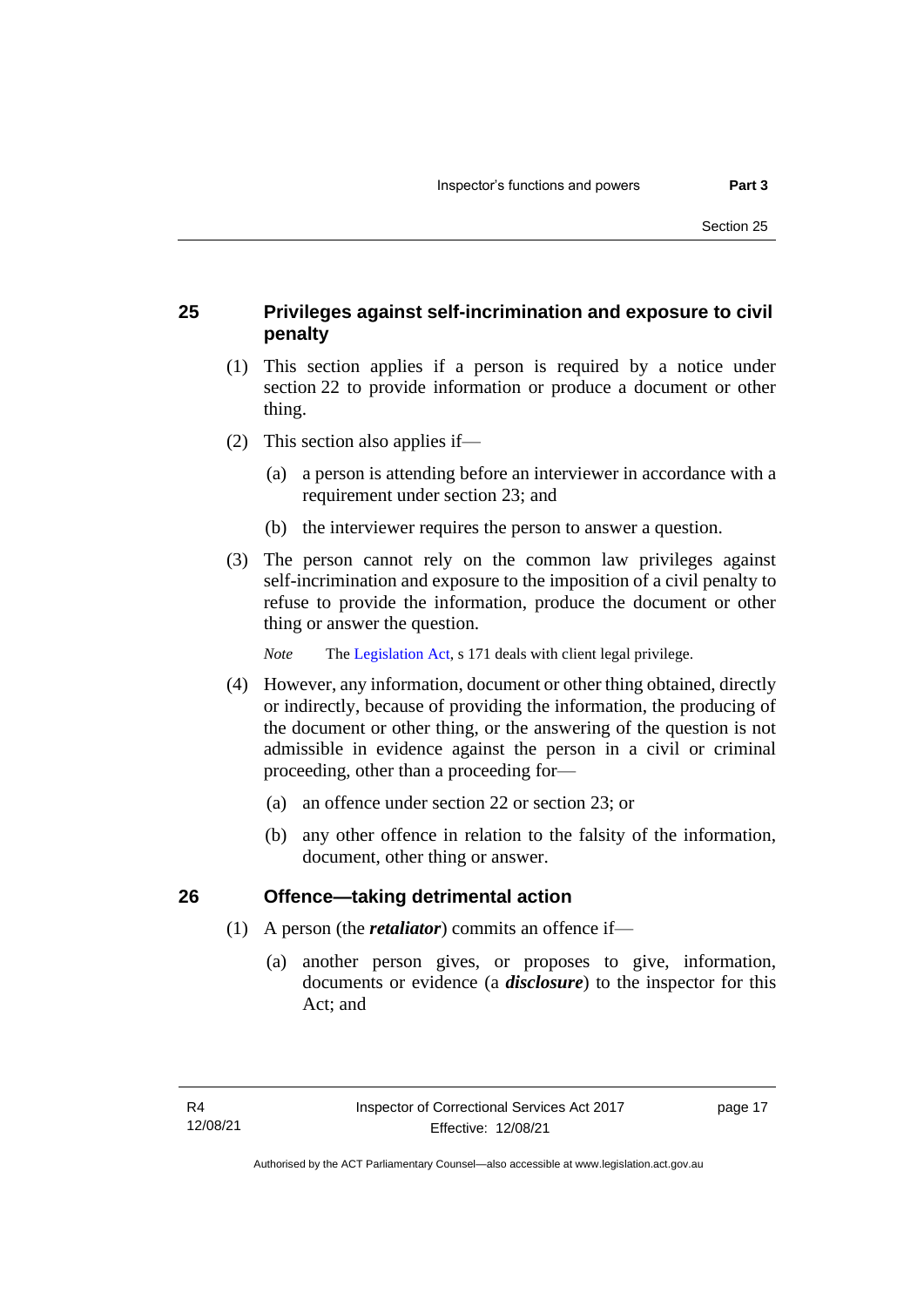## 25 Privileges against self-incrimination and exposure to civil penalty

(1) This section applies if a person is required by a notice under section 22 to provide information or produce a document or other thing.

(2) This section also applies if—

(a) a person is attending before an interviewer in accordance with a requirement under section 23; and

(b) the interviewer requires the person to answer a question.

(3) The person cannot rely on the common law privileges against self-incrimination and exposure to the imposition of a civil penalty to refuse to provide the information, produce the document or other thing or answer the question.

*Note* The Legislation Act, s 171 deals with client legal privilege.

(4) However, any information, document or other thing obtained, directly or indirectly, because of providing the information, the producing of the document or other thing, or the answering of the question is not admissible in evidence against the person in a civil or criminal proceeding, other than a proceeding for—

(a) an offence under section 22 or section 23; or

(b) any other offence in relation to the falsity of the information, document, other thing or answer.

## 26 Offence—taking detrimental action

(1) A person (the ***retaliator***) commits an offence if—

(a) another person gives, or proposes to give, information, documents or evidence (a ***disclosure***) to the inspector for this Act; and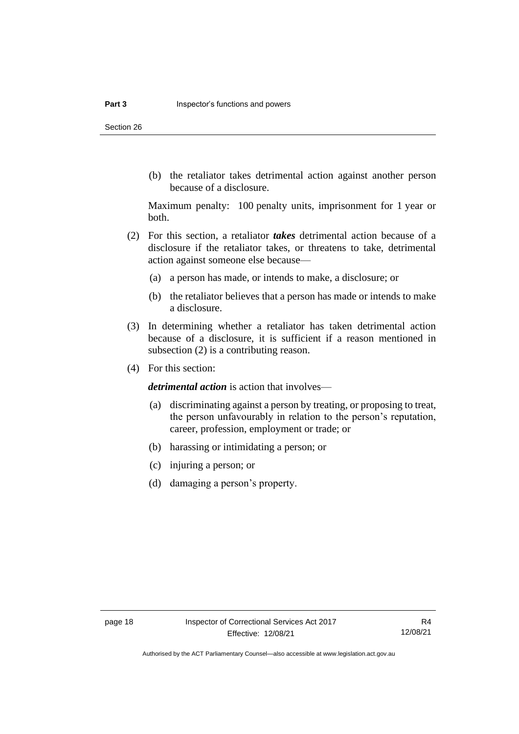(b) the retaliator takes detrimental action against another person because of a disclosure.

Maximum penalty: 100 penalty units, imprisonment for 1 year or both.

(2) For this section, a retaliator ***takes*** detrimental action because of a disclosure if the retaliator takes, or threatens to take, detrimental action against someone else because—

(a) a person has made, or intends to make, a disclosure; or

(b) the retaliator believes that a person has made or intends to make a disclosure.

(3) In determining whether a retaliator has taken detrimental action because of a disclosure, it is sufficient if a reason mentioned in subsection (2) is a contributing reason.

(4) For this section:

***detrimental action*** is action that involves—

(a) discriminating against a person by treating, or proposing to treat, the person unfavourably in relation to the person's reputation, career, profession, employment or trade; or

(b) harassing or intimidating a person; or

(c) injuring a person; or

(d) damaging a person's property.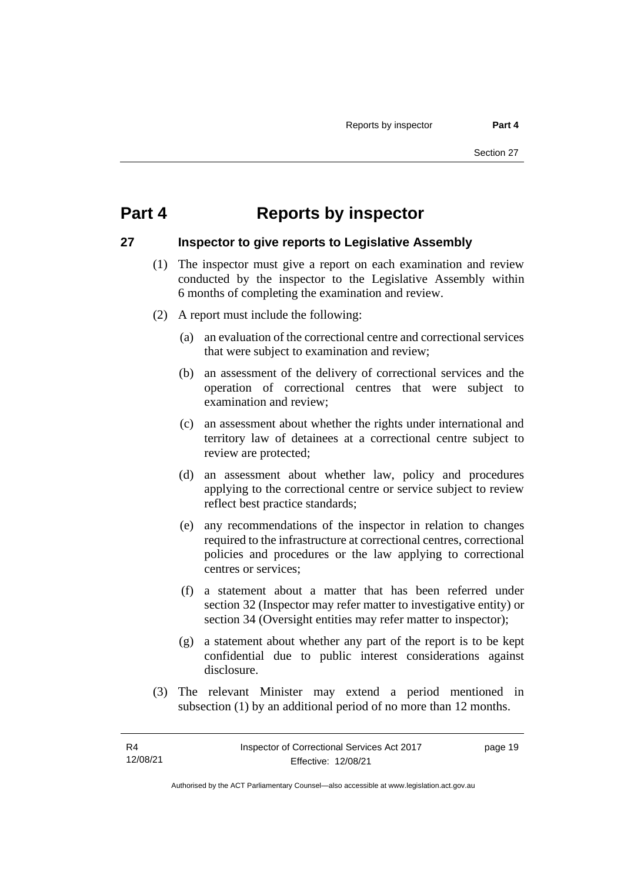# Part 4 Reports by inspector

## 27 Inspector to give reports to Legislative Assembly

(1) The inspector must give a report on each examination and review conducted by the inspector to the Legislative Assembly within 6 months of completing the examination and review.

(2) A report must include the following:

(a) an evaluation of the correctional centre and correctional services that were subject to examination and review;

(b) an assessment of the delivery of correctional services and the operation of correctional centres that were subject to examination and review;

(c) an assessment about whether the rights under international and territory law of detainees at a correctional centre subject to review are protected;

(d) an assessment about whether law, policy and procedures applying to the correctional centre or service subject to review reflect best practice standards;

(e) any recommendations of the inspector in relation to changes required to the infrastructure at correctional centres, correctional policies and procedures or the law applying to correctional centres or services;

(f) a statement about a matter that has been referred under section 32 (Inspector may refer matter to investigative entity) or section 34 (Oversight entities may refer matter to inspector);

(g) a statement about whether any part of the report is to be kept confidential due to public interest considerations against disclosure.

(3) The relevant Minister may extend a period mentioned in subsection (1) by an additional period of no more than 12 months.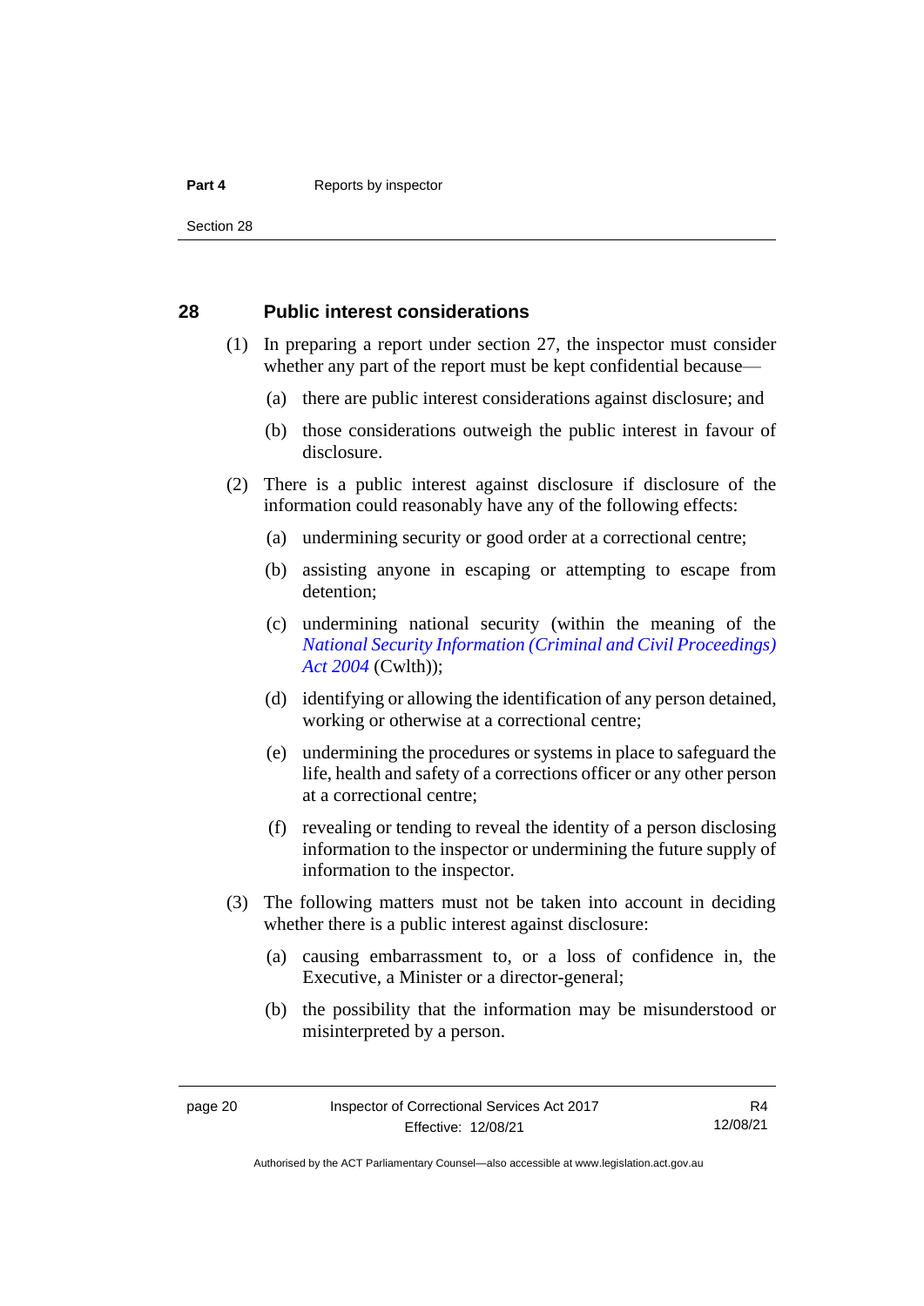## 28 Public interest considerations

(1) In preparing a report under section 27, the inspector must consider whether any part of the report must be kept confidential because—

(a) there are public interest considerations against disclosure; and

(b) those considerations outweigh the public interest in favour of disclosure.

(2) There is a public interest against disclosure if disclosure of the information could reasonably have any of the following effects:

(a) undermining security or good order at a correctional centre;

(b) assisting anyone in escaping or attempting to escape from detention;

(c) undermining national security (within the meaning of the *National Security Information (Criminal and Civil Proceedings) Act 2004* (Cwlth));

(d) identifying or allowing the identification of any person detained, working or otherwise at a correctional centre;

(e) undermining the procedures or systems in place to safeguard the life, health and safety of a corrections officer or any other person at a correctional centre;

(f) revealing or tending to reveal the identity of a person disclosing information to the inspector or undermining the future supply of information to the inspector.

(3) The following matters must not be taken into account in deciding whether there is a public interest against disclosure:

(a) causing embarrassment to, or a loss of confidence in, the Executive, a Minister or a director-general;

(b) the possibility that the information may be misunderstood or misinterpreted by a person.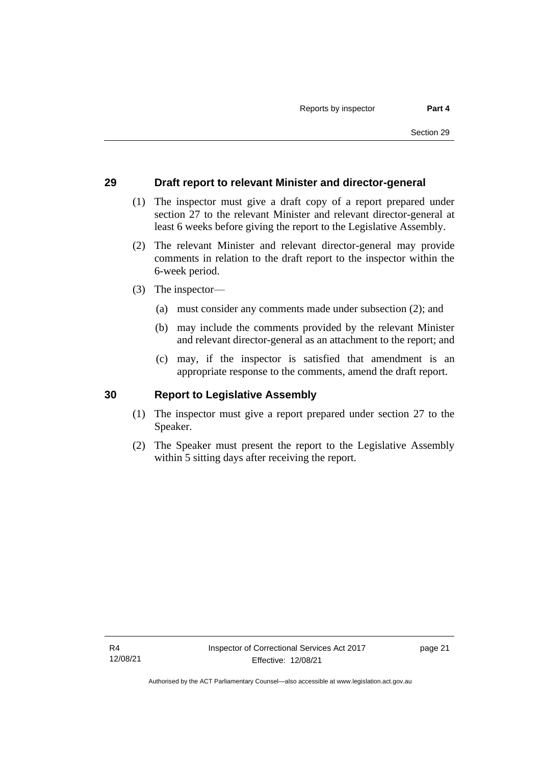## 29 Draft report to relevant Minister and director-general

(1) The inspector must give a draft copy of a report prepared under section 27 to the relevant Minister and relevant director-general at least 6 weeks before giving the report to the Legislative Assembly.

(2) The relevant Minister and relevant director-general may provide comments in relation to the draft report to the inspector within the 6-week period.

(3) The inspector—

(a) must consider any comments made under subsection (2); and

(b) may include the comments provided by the relevant Minister and relevant director-general as an attachment to the report; and

(c) may, if the inspector is satisfied that amendment is an appropriate response to the comments, amend the draft report.

## 30 Report to Legislative Assembly

(1) The inspector must give a report prepared under section 27 to the Speaker.

(2) The Speaker must present the report to the Legislative Assembly within 5 sitting days after receiving the report.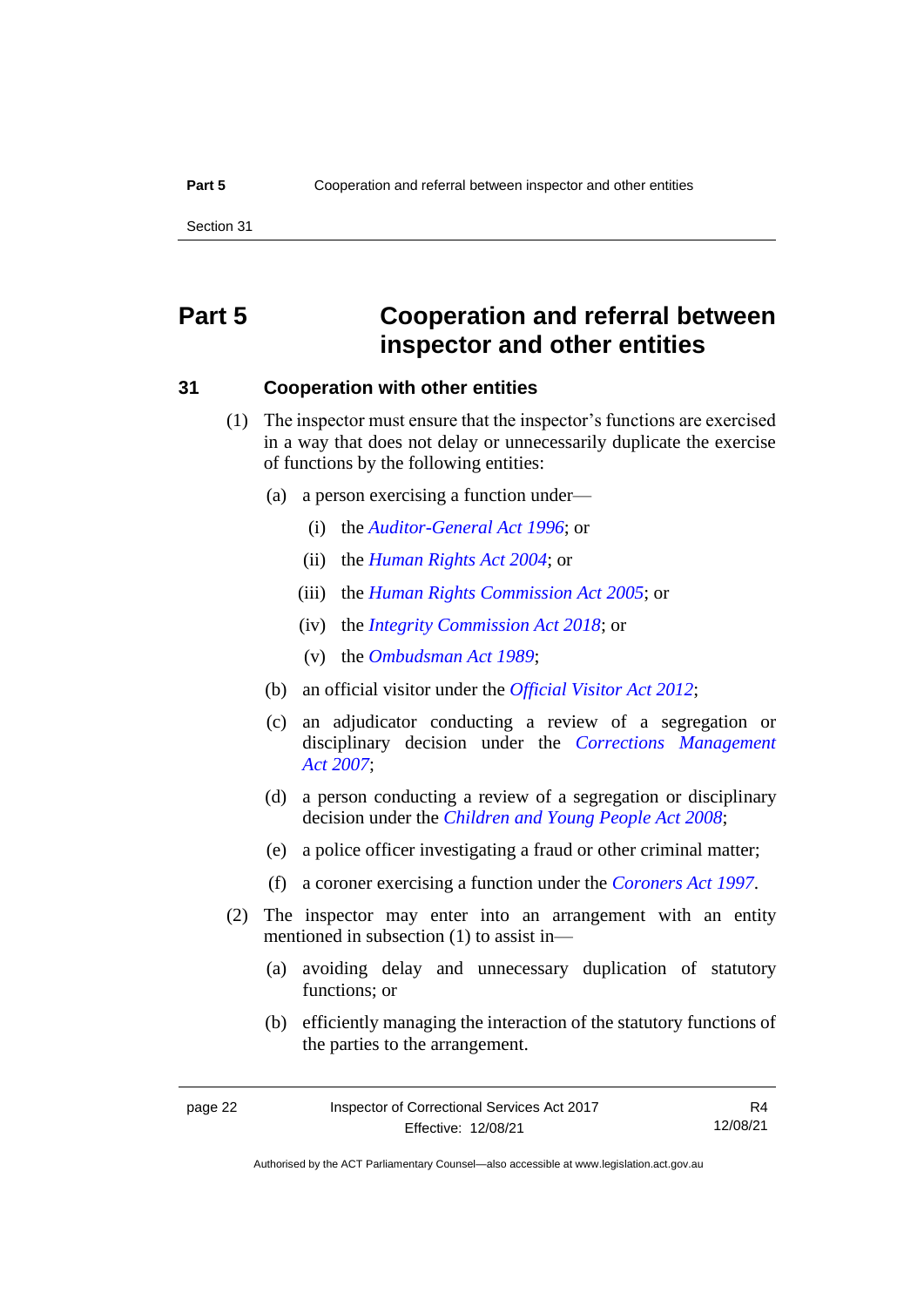# Part 5 Cooperation and referral between inspector and other entities

## 31 Cooperation with other entities

(1) The inspector must ensure that the inspector's functions are exercised in a way that does not delay or unnecessarily duplicate the exercise of functions by the following entities:

(a) a person exercising a function under—

(i) the *Auditor-General Act 1996*; or

(ii) the *Human Rights Act 2004*; or

(iii) the *Human Rights Commission Act 2005*; or

(iv) the *Integrity Commission Act 2018*; or

(v) the *Ombudsman Act 1989*;

(b) an official visitor under the *Official Visitor Act 2012*;

(c) an adjudicator conducting a review of a segregation or disciplinary decision under the *Corrections Management Act 2007*;

(d) a person conducting a review of a segregation or disciplinary decision under the *Children and Young People Act 2008*;

(e) a police officer investigating a fraud or other criminal matter;

(f) a coroner exercising a function under the *Coroners Act 1997*.

(2) The inspector may enter into an arrangement with an entity mentioned in subsection (1) to assist in—

(a) avoiding delay and unnecessary duplication of statutory functions; or

(b) efficiently managing the interaction of the statutory functions of the parties to the arrangement.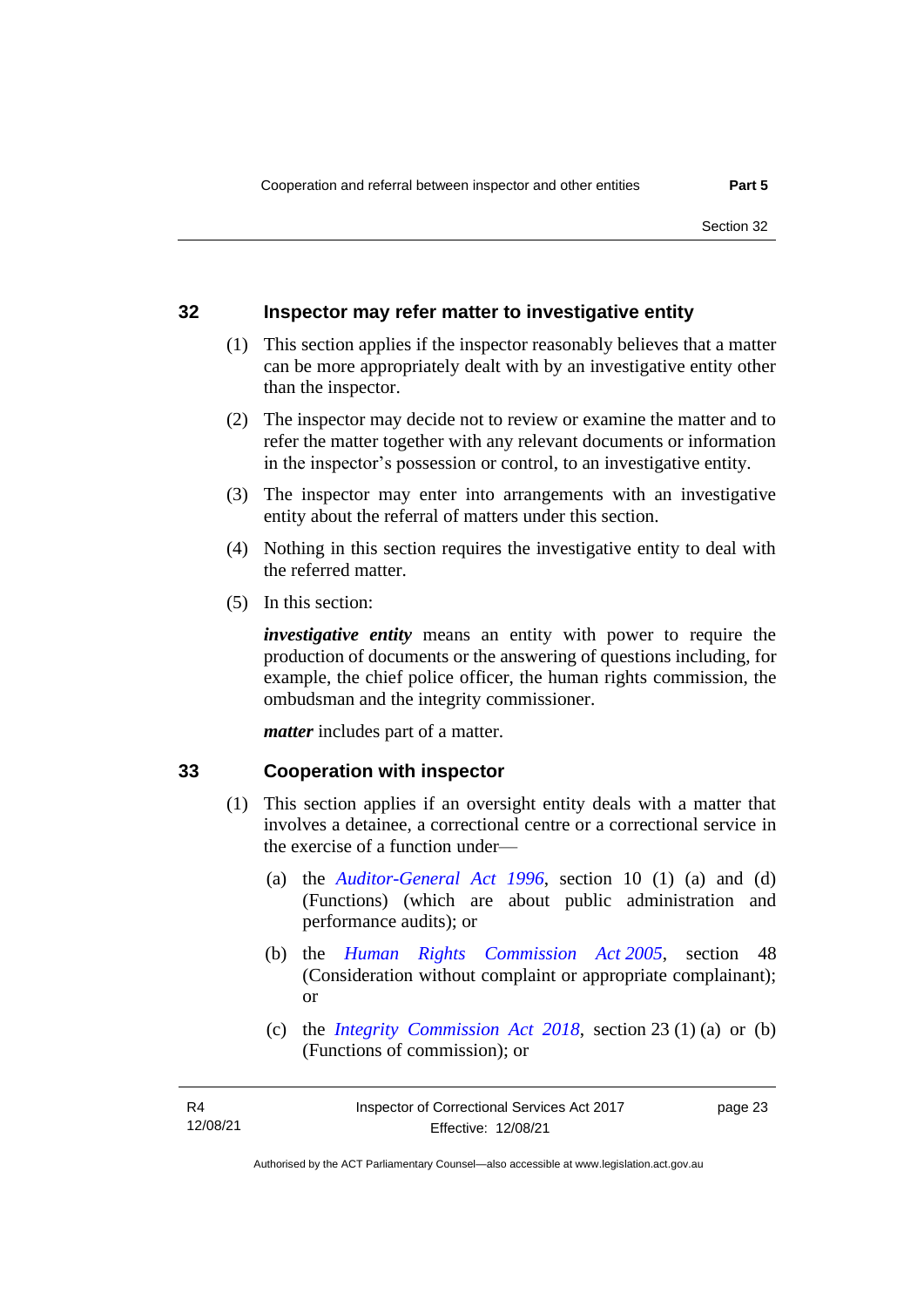## 32 Inspector may refer matter to investigative entity

(1) This section applies if the inspector reasonably believes that a matter can be more appropriately dealt with by an investigative entity other than the inspector.

(2) The inspector may decide not to review or examine the matter and to refer the matter together with any relevant documents or information in the inspector's possession or control, to an investigative entity.

(3) The inspector may enter into arrangements with an investigative entity about the referral of matters under this section.

(4) Nothing in this section requires the investigative entity to deal with the referred matter.

(5) In this section:

***investigative entity*** means an entity with power to require the production of documents or the answering of questions including, for example, the chief police officer, the human rights commission, the ombudsman and the integrity commissioner.

***matter*** includes part of a matter.

## 33 Cooperation with inspector

(1) This section applies if an oversight entity deals with a matter that involves a detainee, a correctional centre or a correctional service in the exercise of a function under—

(a) the *Auditor-General Act 1996*, section 10 (1) (a) and (d) (Functions) (which are about public administration and performance audits); or

(b) the *Human Rights Commission Act 2005*, section 48 (Consideration without complaint or appropriate complainant); or

(c) the *Integrity Commission Act 2018*, section 23 (1) (a) or (b) (Functions of commission); or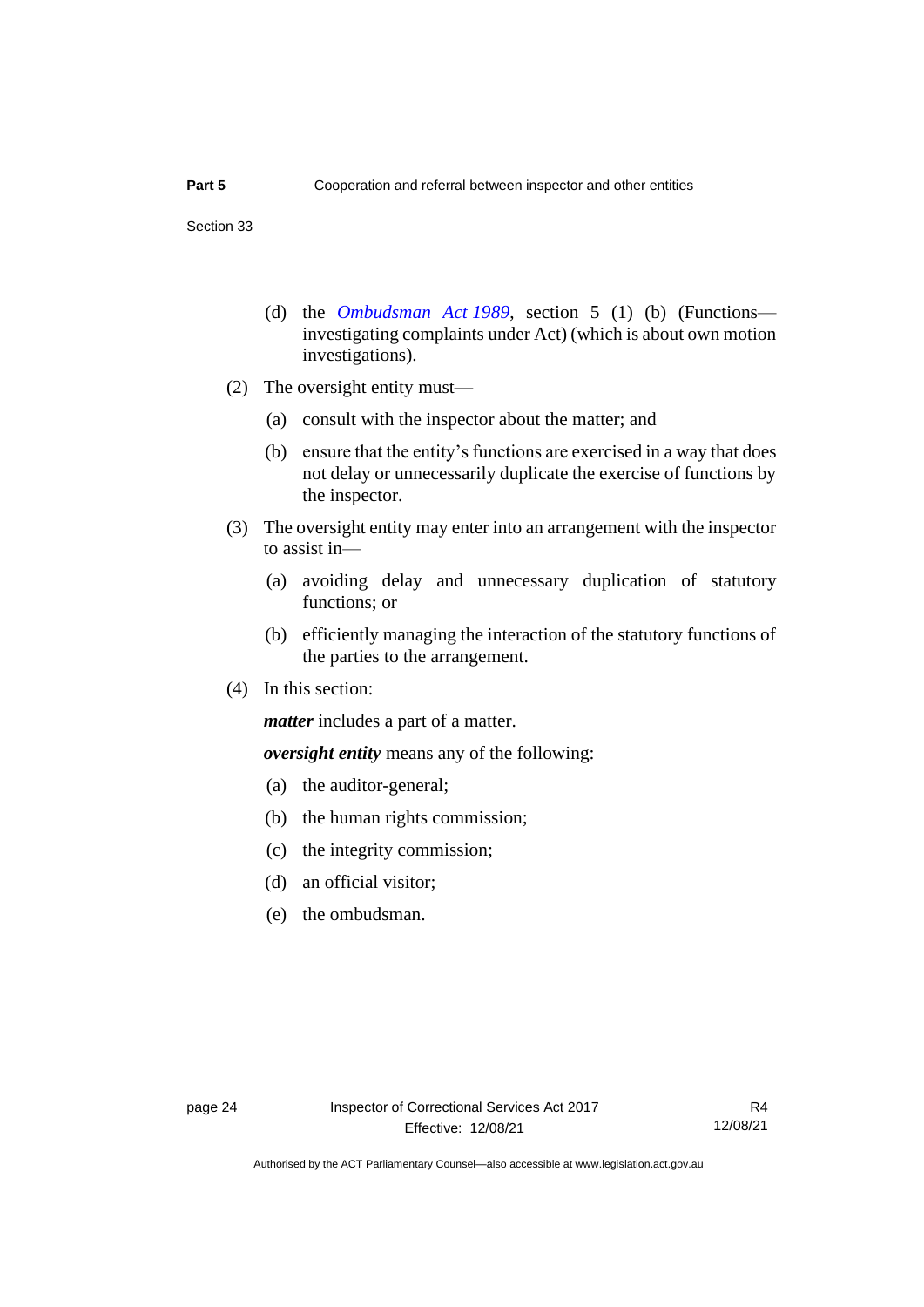(d) the *Ombudsman Act 1989*, section 5 (1) (b) (Functions—investigating complaints under Act) (which is about own motion investigations).

(2) The oversight entity must—

(a) consult with the inspector about the matter; and

(b) ensure that the entity's functions are exercised in a way that does not delay or unnecessarily duplicate the exercise of functions by the inspector.

(3) The oversight entity may enter into an arrangement with the inspector to assist in—

(a) avoiding delay and unnecessary duplication of statutory functions; or

(b) efficiently managing the interaction of the statutory functions of the parties to the arrangement.

(4) In this section:

***matter*** includes a part of a matter.

***oversight entity*** means any of the following:

(a) the auditor-general;

(b) the human rights commission;

(c) the integrity commission;

(d) an official visitor;

(e) the ombudsman.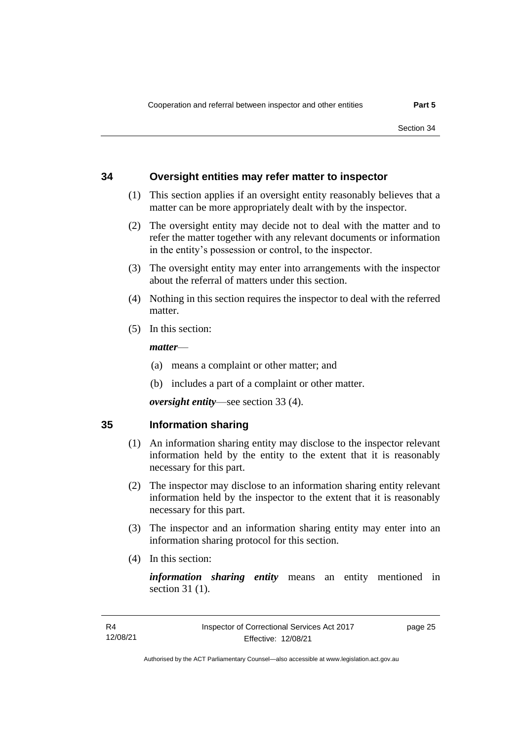## 34 Oversight entities may refer matter to inspector

(1) This section applies if an oversight entity reasonably believes that a matter can be more appropriately dealt with by the inspector.

(2) The oversight entity may decide not to deal with the matter and to refer the matter together with any relevant documents or information in the entity's possession or control, to the inspector.

(3) The oversight entity may enter into arrangements with the inspector about the referral of matters under this section.

(4) Nothing in this section requires the inspector to deal with the referred matter.

(5) In this section:

***matter***—

(a) means a complaint or other matter; and

(b) includes a part of a complaint or other matter.

***oversight entity***—see section 33 (4).

## 35 Information sharing

(1) An information sharing entity may disclose to the inspector relevant information held by the entity to the extent that it is reasonably necessary for this part.

(2) The inspector may disclose to an information sharing entity relevant information held by the inspector to the extent that it is reasonably necessary for this part.

(3) The inspector and an information sharing entity may enter into an information sharing protocol for this section.

(4) In this section:

***information sharing entity*** means an entity mentioned in section 31 (1).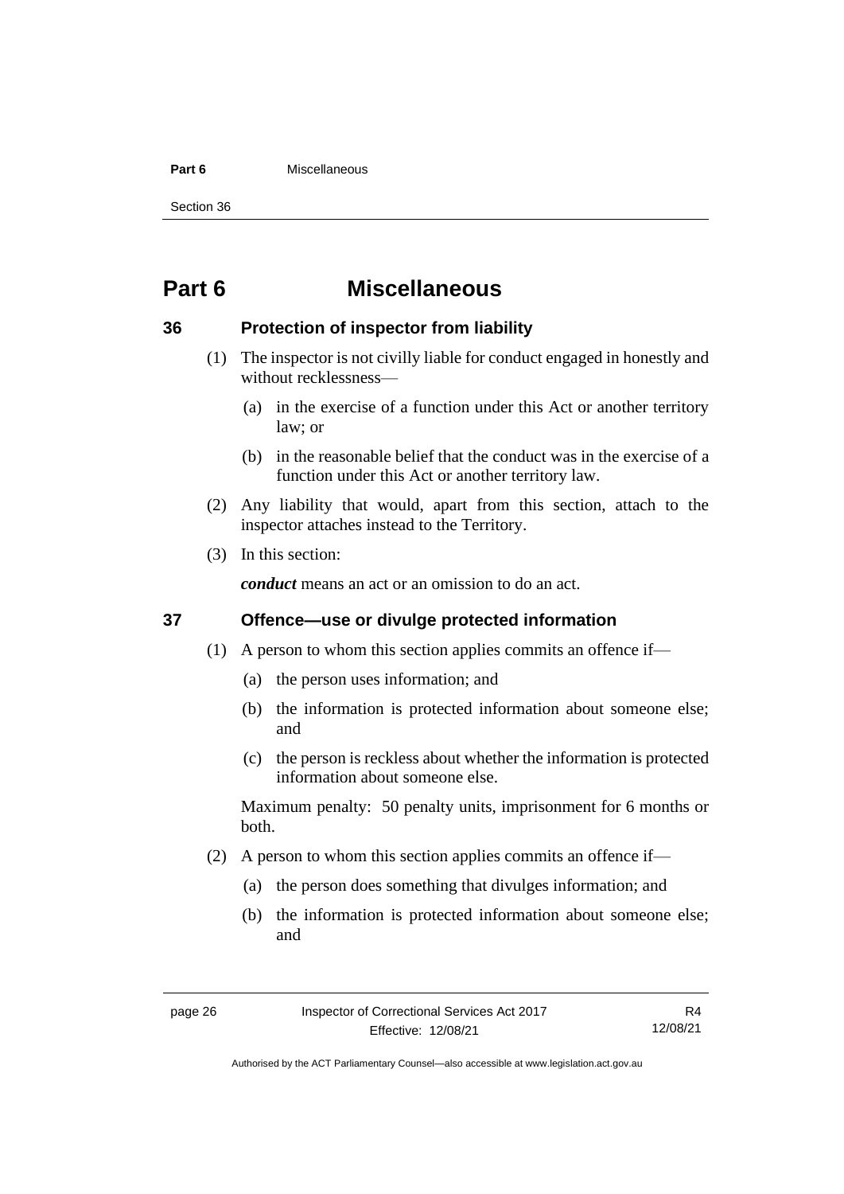# Part 6 Miscellaneous

## 36 Protection of inspector from liability

(1) The inspector is not civilly liable for conduct engaged in honestly and without recklessness—

(a) in the exercise of a function under this Act or another territory law; or

(b) in the reasonable belief that the conduct was in the exercise of a function under this Act or another territory law.

(2) Any liability that would, apart from this section, attach to the inspector attaches instead to the Territory.

(3) In this section:

***conduct*** means an act or an omission to do an act.

## 37 Offence—use or divulge protected information

(1) A person to whom this section applies commits an offence if—

(a) the person uses information; and

(b) the information is protected information about someone else; and

(c) the person is reckless about whether the information is protected information about someone else.

Maximum penalty: 50 penalty units, imprisonment for 6 months or both.

(2) A person to whom this section applies commits an offence if—

(a) the person does something that divulges information; and

(b) the information is protected information about someone else; and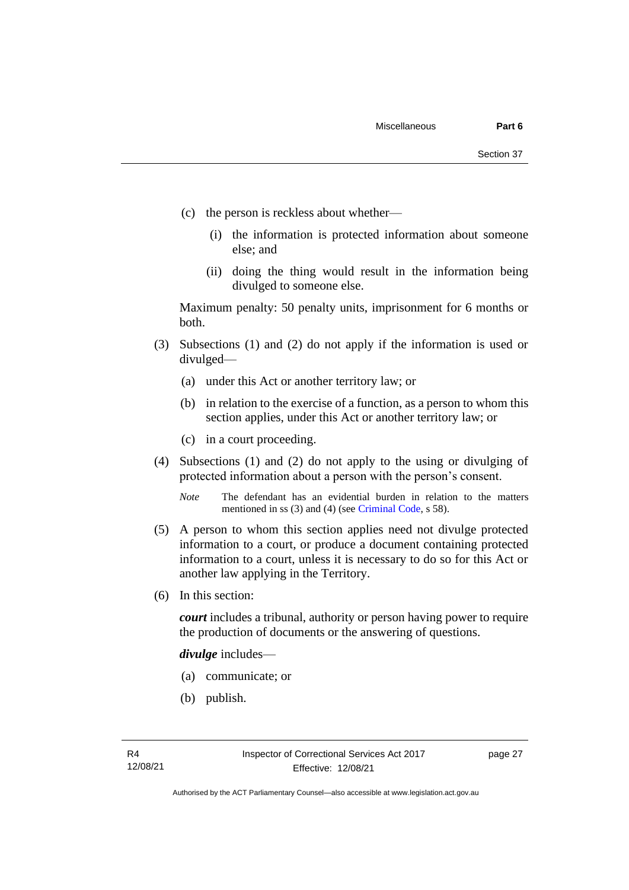(c) the person is reckless about whether—

  (i) the information is protected information about someone else; and

  (ii) doing the thing would result in the information being divulged to someone else.

Maximum penalty: 50 penalty units, imprisonment for 6 months or both.

(3) Subsections (1) and (2) do not apply if the information is used or divulged—

  (a) under this Act or another territory law; or

  (b) in relation to the exercise of a function, as a person to whom this section applies, under this Act or another territory law; or

  (c) in a court proceeding.

(4) Subsections (1) and (2) do not apply to the using or divulging of protected information about a person with the person's consent.

*Note* The defendant has an evidential burden in relation to the matters mentioned in ss (3) and (4) (see Criminal Code, s 58).

(5) A person to whom this section applies need not divulge protected information to a court, or produce a document containing protected information to a court, unless it is necessary to do so for this Act or another law applying in the Territory.

(6) In this section:

***court*** includes a tribunal, authority or person having power to require the production of documents or the answering of questions.

***divulge*** includes—

  (a) communicate; or

  (b) publish.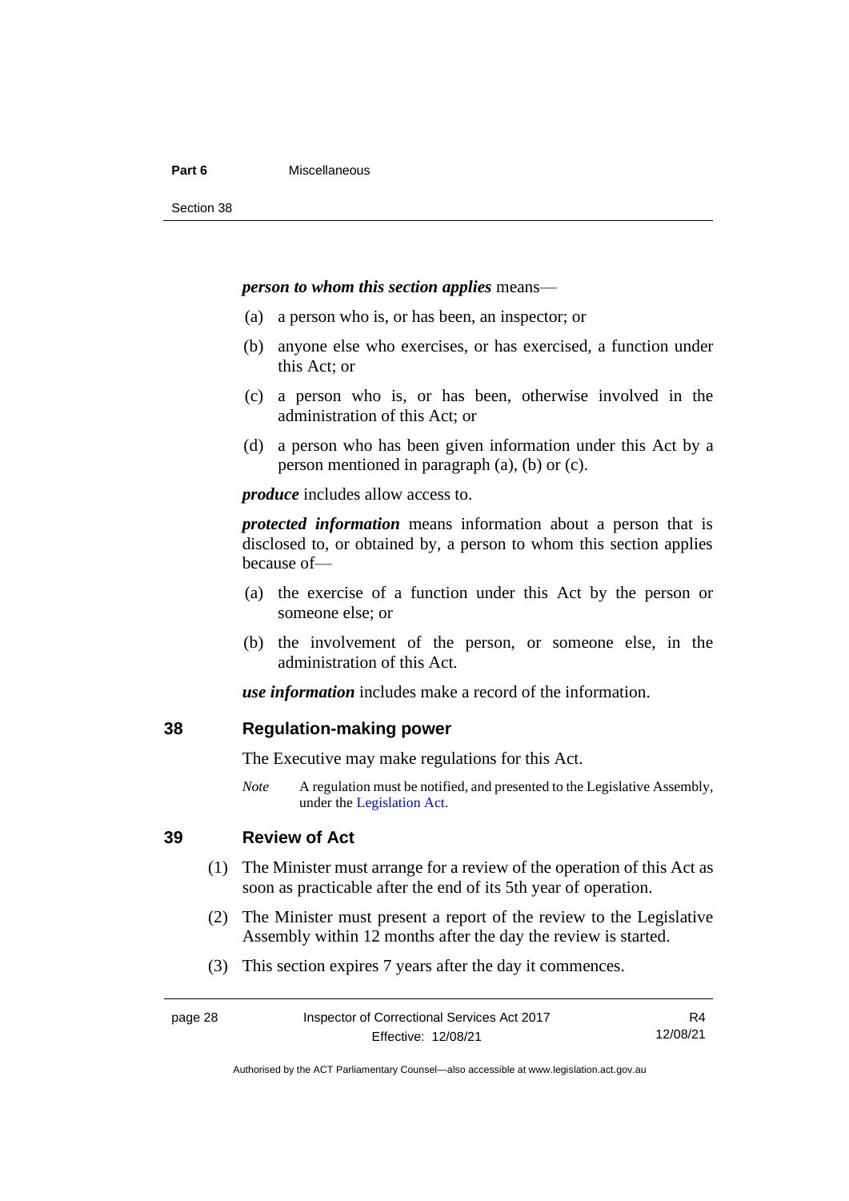***person to whom this section applies*** means—

(a) a person who is, or has been, an inspector; or

(b) anyone else who exercises, or has exercised, a function under this Act; or

(c) a person who is, or has been, otherwise involved in the administration of this Act; or

(d) a person who has been given information under this Act by a person mentioned in paragraph (a), (b) or (c).

***produce*** includes allow access to.

***protected information*** means information about a person that is disclosed to, or obtained by, a person to whom this section applies because of—

(a) the exercise of a function under this Act by the person or someone else; or

(b) the involvement of the person, or someone else, in the administration of this Act.

***use information*** includes make a record of the information.

## 38 Regulation-making power

The Executive may make regulations for this Act.

*Note* A regulation must be notified, and presented to the Legislative Assembly, under the Legislation Act.

## 39 Review of Act

(1) The Minister must arrange for a review of the operation of this Act as soon as practicable after the end of its 5th year of operation.

(2) The Minister must present a report of the review to the Legislative Assembly within 12 months after the day the review is started.

(3) This section expires 7 years after the day it commences.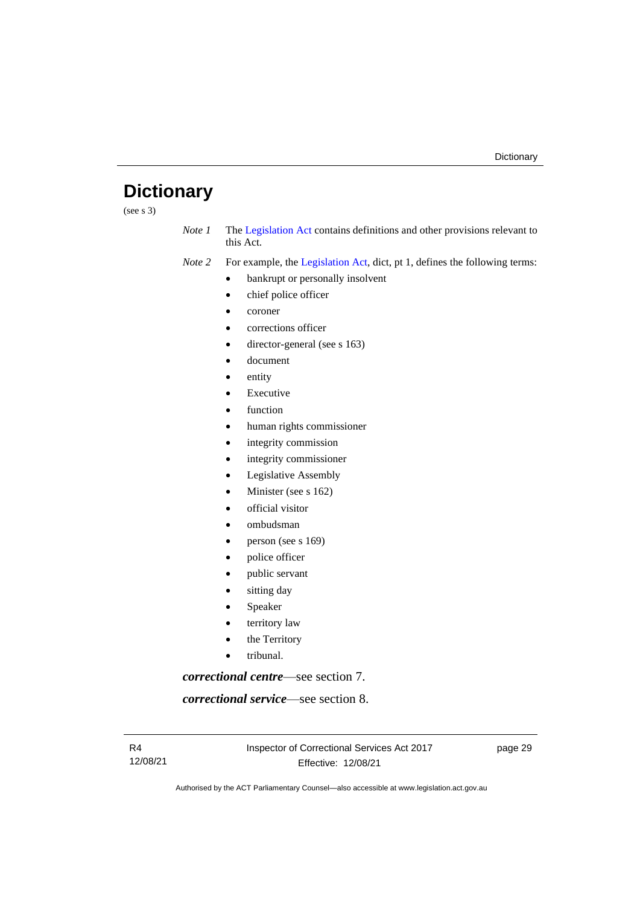# Dictionary

(see s 3)

*Note 1* The Legislation Act contains definitions and other provisions relevant to this Act.

*Note 2* For example, the Legislation Act, dict, pt 1, defines the following terms:

- bankrupt or personally insolvent
- chief police officer
- coroner
- corrections officer
- director-general (see s 163)
- document
- entity
- Executive
- function
- human rights commissioner
- integrity commission
- integrity commissioner
- Legislative Assembly
- Minister (see s 162)
- official visitor
- ombudsman
- person (see s 169)
- police officer
- public servant
- sitting day
- Speaker
- territory law
- the Territory
- tribunal.

***correctional centre***—see section 7.

***correctional service***—see section 8.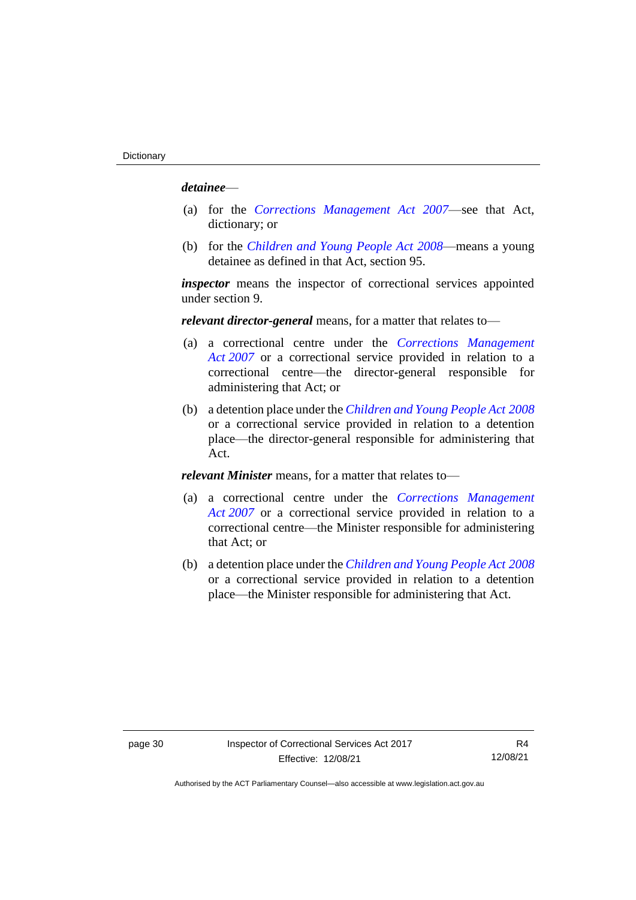***detainee***—

(a) for the *Corrections Management Act 2007*—see that Act, dictionary; or

(b) for the *Children and Young People Act 2008*—means a young detainee as defined in that Act, section 95.

***inspector*** means the inspector of correctional services appointed under section 9.

***relevant director-general*** means, for a matter that relates to—

(a) a correctional centre under the *Corrections Management Act 2007* or a correctional service provided in relation to a correctional centre—the director-general responsible for administering that Act; or

(b) a detention place under the *Children and Young People Act 2008* or a correctional service provided in relation to a detention place—the director-general responsible for administering that Act.

***relevant Minister*** means, for a matter that relates to—

(a) a correctional centre under the *Corrections Management Act 2007* or a correctional service provided in relation to a correctional centre—the Minister responsible for administering that Act; or

(b) a detention place under the *Children and Young People Act 2008* or a correctional service provided in relation to a detention place—the Minister responsible for administering that Act.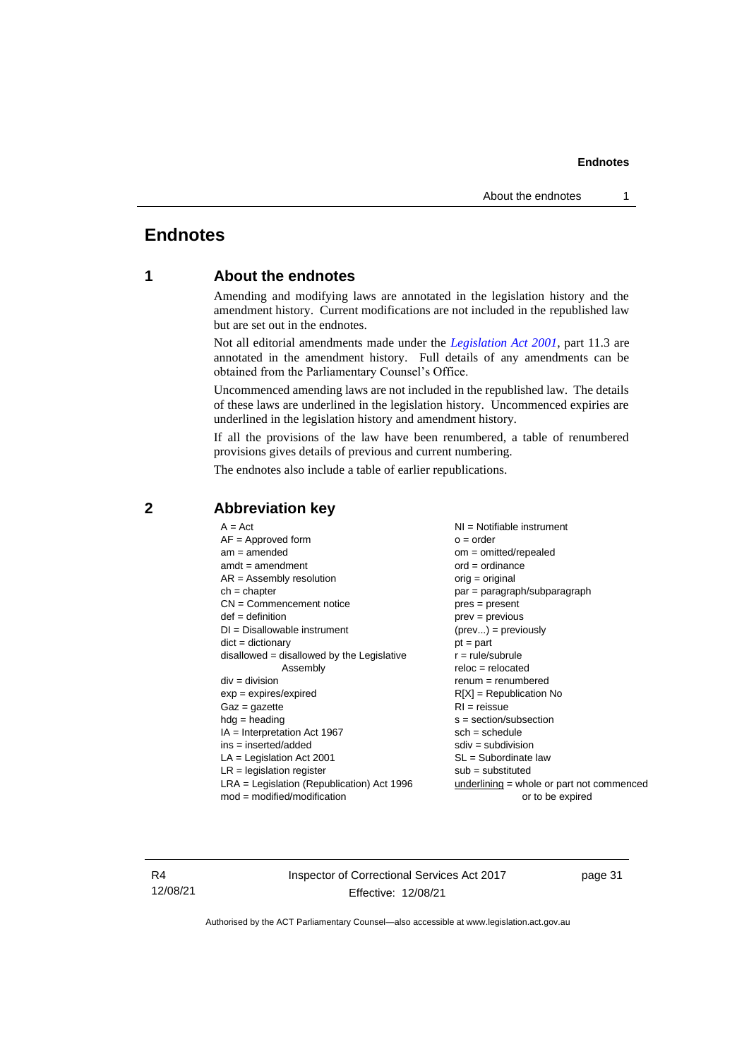# Endnotes

## 1 About the endnotes

Amending and modifying laws are annotated in the legislation history and the amendment history. Current modifications are not included in the republished law but are set out in the endnotes.

Not all editorial amendments made under the *Legislation Act 2001*, part 11.3 are annotated in the amendment history. Full details of any amendments can be obtained from the Parliamentary Counsel's Office.

Uncommenced amending laws are not included in the republished law. The details of these laws are underlined in the legislation history. Uncommenced expiries are underlined in the legislation history and amendment history.

If all the provisions of the law have been renumbered, a table of renumbered provisions gives details of previous and current numbering.

The endnotes also include a table of earlier republications.

## 2 Abbreviation key

A = Act
AF = Approved form
am = amended
amdt = amendment
AR = Assembly resolution
ch = chapter
CN = Commencement notice
def = definition
DI = Disallowable instrument
dict = dictionary
disallowed = disallowed by the Legislative Assembly
div = division
exp = expires/expired
Gaz = gazette
hdg = heading
IA = Interpretation Act 1967
ins = inserted/added
LA = Legislation Act 2001
LR = legislation register
LRA = Legislation (Republication) Act 1996
mod = modified/modification
NI = Notifiable instrument
o = order
om = omitted/repealed
ord = ordinance
orig = original
par = paragraph/subparagraph
pres = present
prev = previous
(prev...) = previously
pt = part
r = rule/subrule
reloc = relocated
renum = renumbered
R[X] = Republication No
RI = reissue
s = section/subsection
sch = schedule
sdiv = subdivision
SL = Subordinate law
sub = substituted
underlining = whole or part not commenced or to be expired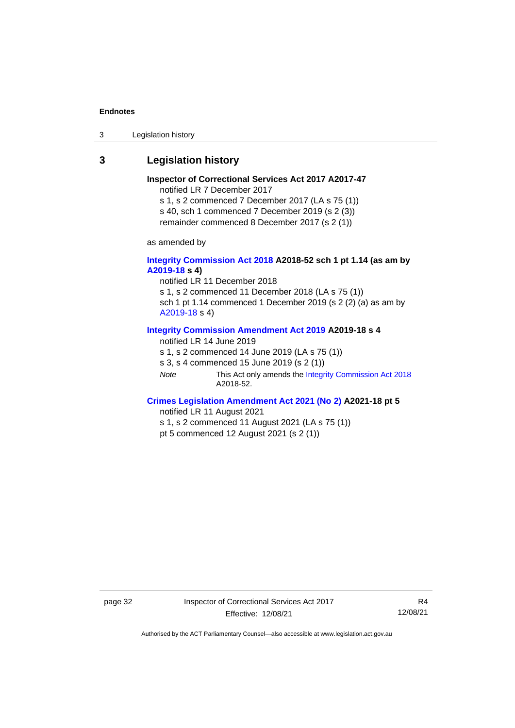## 3 Legislation history

**Inspector of Correctional Services Act 2017 A2017-47**

notified LR 7 December 2017

s 1, s 2 commenced 7 December 2017 (LA s 75 (1))

s 40, sch 1 commenced 7 December 2019 (s 2 (3))

remainder commenced 8 December 2017 (s 2 (1))

as amended by

**Integrity Commission Act 2018 A2018-52 sch 1 pt 1.14 (as am by A2019-18 s 4)**

notified LR 11 December 2018

s 1, s 2 commenced 11 December 2018 (LA s 75 (1))

sch 1 pt 1.14 commenced 1 December 2019 (s 2 (2) (a) as am by A2019-18 s 4)

**Integrity Commission Amendment Act 2019 A2019-18 s 4**

notified LR 14 June 2019

s 1, s 2 commenced 14 June 2019 (LA s 75 (1))

s 3, s 4 commenced 15 June 2019 (s 2 (1))

*Note* This Act only amends the Integrity Commission Act 2018 A2018-52.

**Crimes Legislation Amendment Act 2021 (No 2) A2021-18 pt 5**

notified LR 11 August 2021

s 1, s 2 commenced 11 August 2021 (LA s 75 (1))

pt 5 commenced 12 August 2021 (s 2 (1))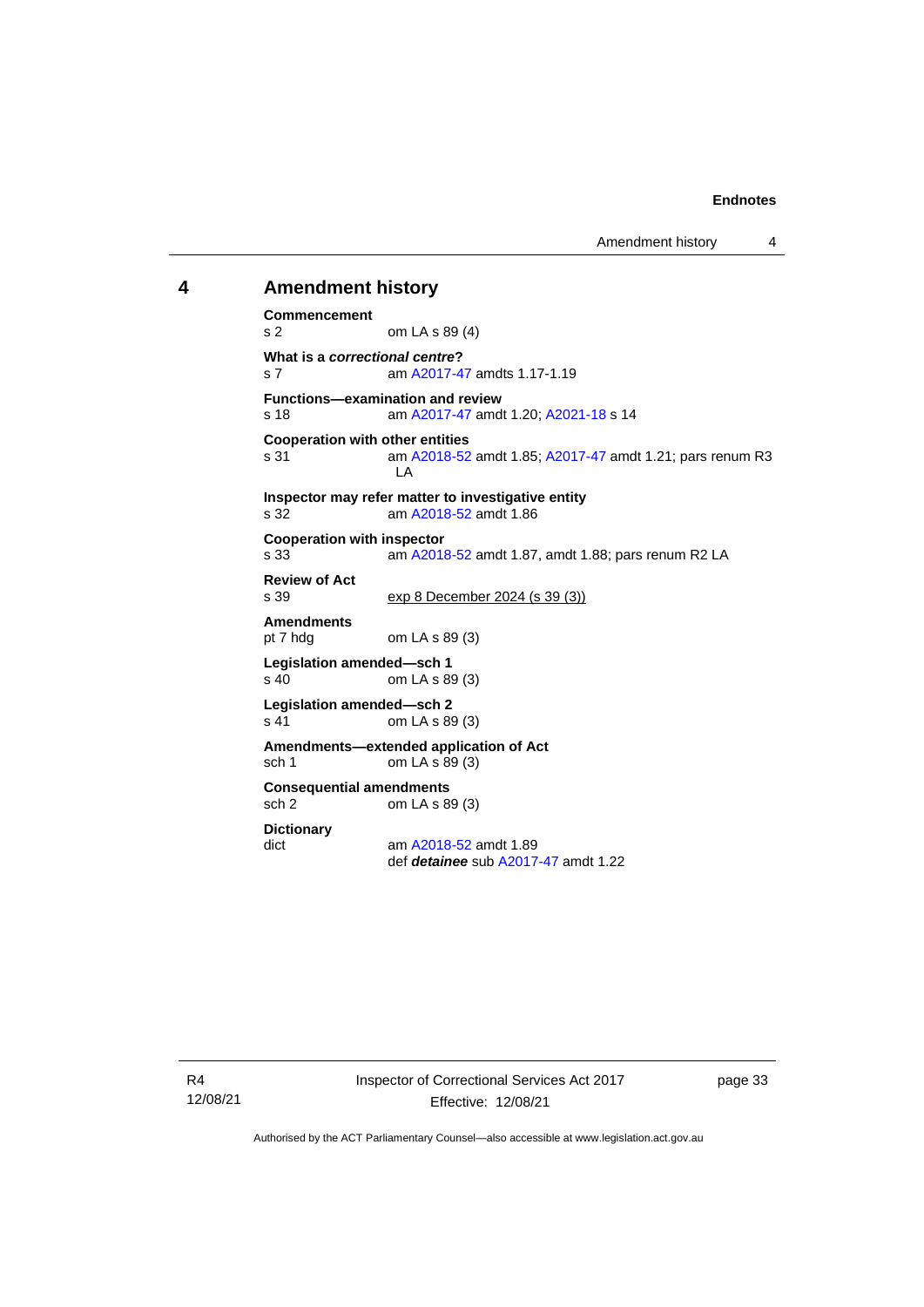## 4 Amendment history

**Commencement**
s 2 om LA s 89 (4)

**What is a *correctional centre*?**
s 7 am A2017-47 amdts 1.17-1.19

**Functions—examination and review**
s 18 am A2017-47 amdt 1.20; A2021-18 s 14

**Cooperation with other entities**
s 31 am A2018-52 amdt 1.85; A2017-47 amdt 1.21; pars renum R3 LA

**Inspector may refer matter to investigative entity**
s 32 am A2018-52 amdt 1.86

**Cooperation with inspector**
s 33 am A2018-52 amdt 1.87, amdt 1.88; pars renum R2 LA

**Review of Act**
s 39 exp 8 December 2024 (s 39 (3))

**Amendments**
pt 7 hdg om LA s 89 (3)

**Legislation amended—sch 1**
s 40 om LA s 89 (3)

**Legislation amended—sch 2**
s 41 om LA s 89 (3)

**Amendments—extended application of Act**
sch 1 om LA s 89 (3)

**Consequential amendments**
sch 2 om LA s 89 (3)

**Dictionary**
dict am A2018-52 amdt 1.89
def ***detainee*** sub A2017-47 amdt 1.22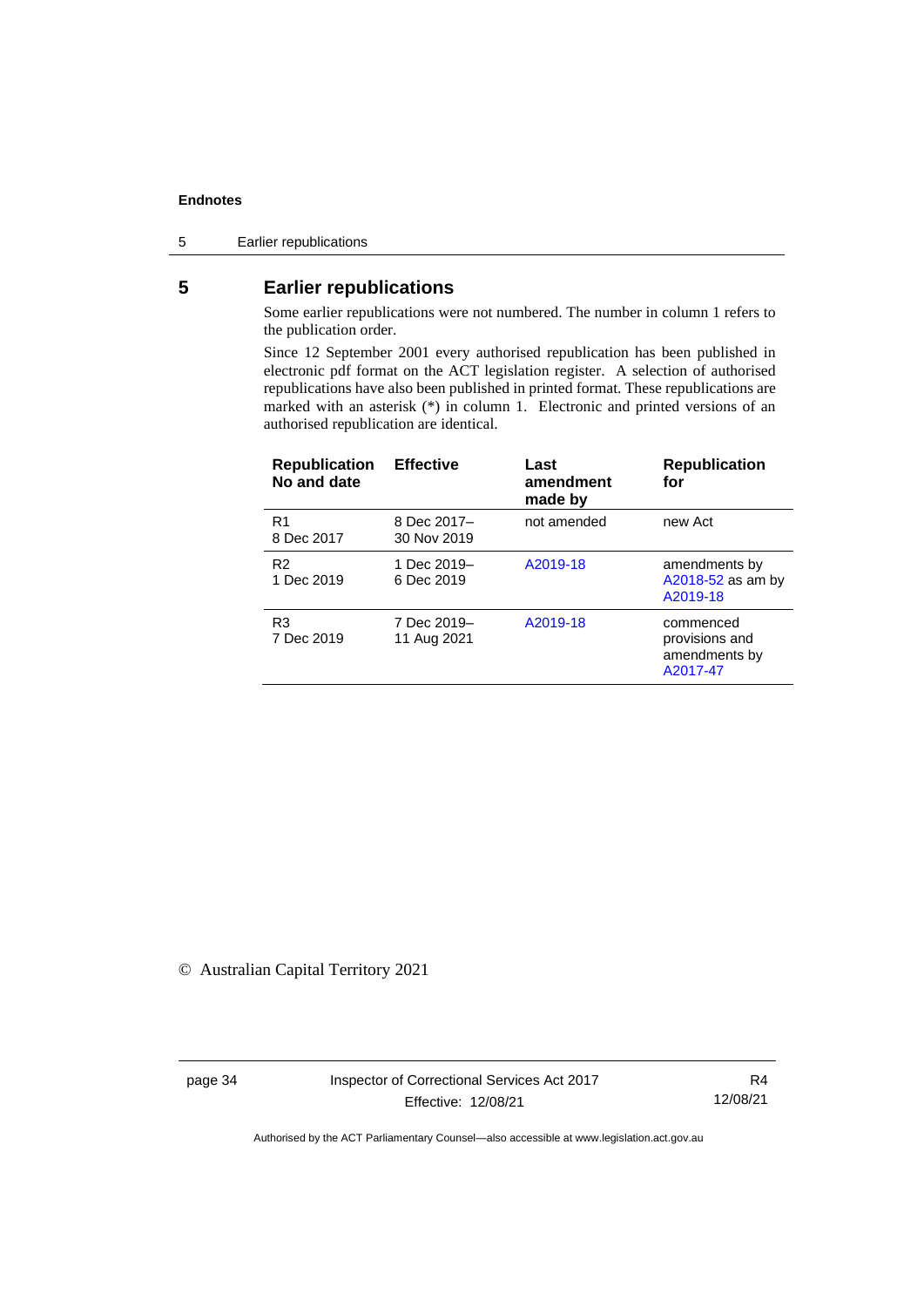## 5 Earlier republications

Some earlier republications were not numbered. The number in column 1 refers to the publication order.

Since 12 September 2001 every authorised republication has been published in electronic pdf format on the ACT legislation register. A selection of authorised republications have also been published in printed format. These republications are marked with an asterisk (*) in column 1. Electronic and printed versions of an authorised republication are identical.

| Republication No and date | Effective | Last amendment made by | Republication for |
|---|---|---|---|
| R1 8 Dec 2017 | 8 Dec 2017–30 Nov 2019 | not amended | new Act |
| R2 1 Dec 2019 | 1 Dec 2019–6 Dec 2019 | A2019-18 | amendments by A2018-52 as am by A2019-18 |
| R3 7 Dec 2019 | 7 Dec 2019–11 Aug 2021 | A2019-18 | commenced provisions and amendments by A2017-47 |

© Australian Capital Territory 2021